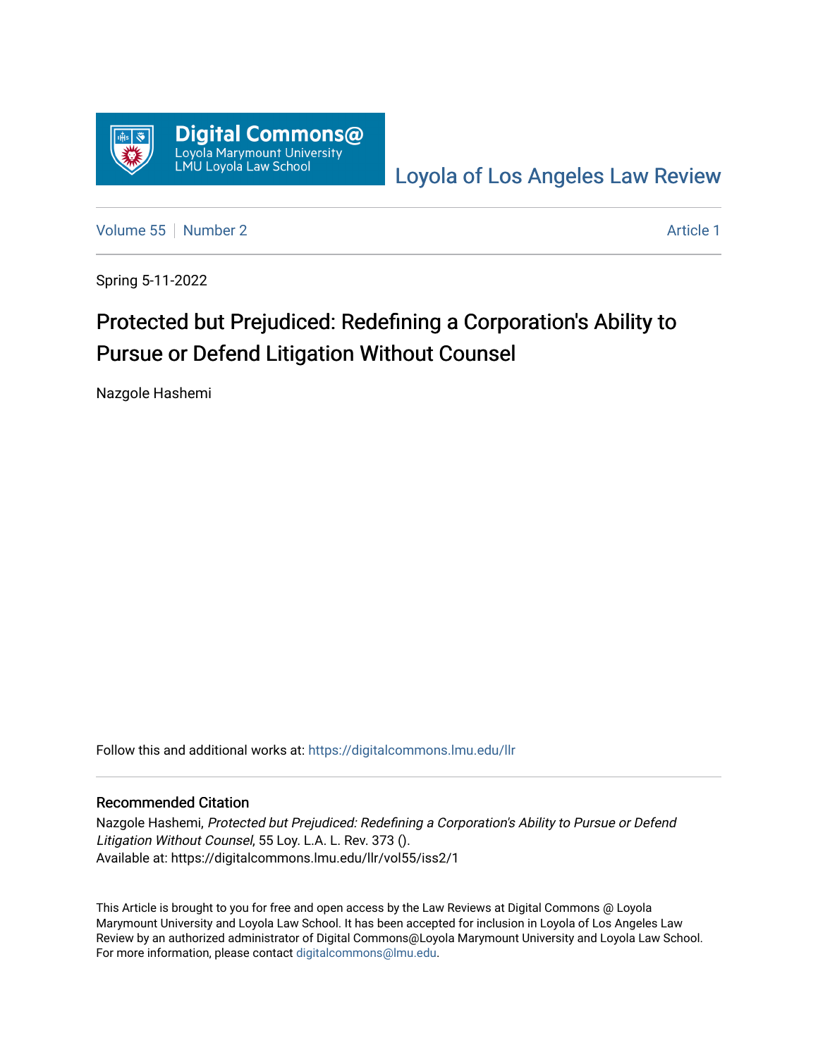Digital Commons@
Loyola Marymount University
LMU Loyola Law School

Loyola of Los Angeles Law Review

Volume 55 | Number 2 — Article 1

Spring 5-11-2022

# Protected but Prejudiced: Redefining a Corporation's Ability to Pursue or Defend Litigation Without Counsel

Nazgole Hashemi

Follow this and additional works at: https://digitalcommons.lmu.edu/llr

## Recommended Citation

Nazgole Hashemi, *Protected but Prejudiced: Redefining a Corporation's Ability to Pursue or Defend Litigation Without Counsel*, 55 Loy. L.A. L. Rev. 373 ().
Available at: https://digitalcommons.lmu.edu/llr/vol55/iss2/1

This Article is brought to you for free and open access by the Law Reviews at Digital Commons @ Loyola Marymount University and Loyola Law School. It has been accepted for inclusion in Loyola of Los Angeles Law Review by an authorized administrator of Digital Commons@Loyola Marymount University and Loyola Law School. For more information, please contact digitalcommons@lmu.edu.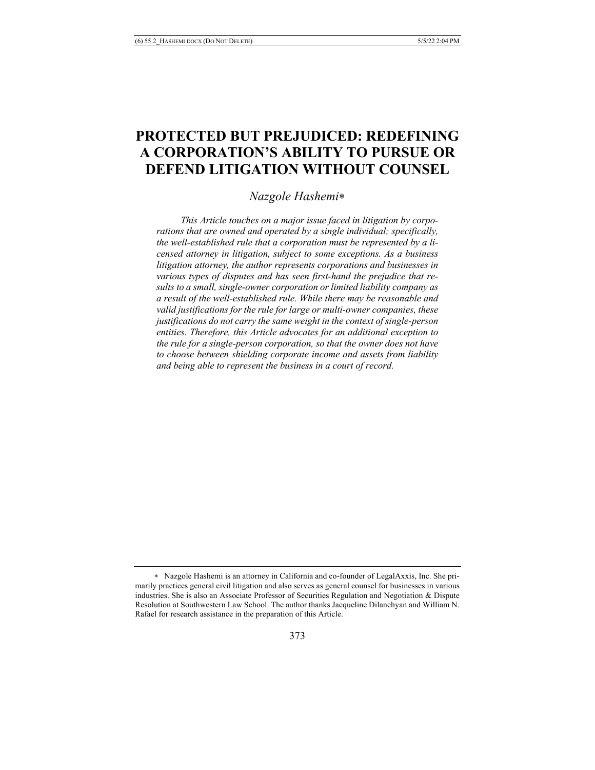# PROTECTED BUT PREJUDICED: REDEFINING A CORPORATION'S ABILITY TO PURSUE OR DEFEND LITIGATION WITHOUT COUNSEL

*Nazgole Hashemi*[*]

*This Article touches on a major issue faced in litigation by corporations that are owned and operated by a single individual; specifically, the well-established rule that a corporation must be represented by a licensed attorney in litigation, subject to some exceptions. As a business litigation attorney, the author represents corporations and businesses in various types of disputes and has seen first-hand the prejudice that results to a small, single-owner corporation or limited liability company as a result of the well-established rule. While there may be reasonable and valid justifications for the rule for large or multi-owner companies, these justifications do not carry the same weight in the context of single-person entities. Therefore, this Article advocates for an additional exception to the rule for a single-person corporation, so that the owner does not have to choose between shielding corporate income and assets from liability and being able to represent the business in a court of record.*

---

[*] Nazgole Hashemi is an attorney in California and co-founder of LegalAxxis, Inc. She primarily practices general civil litigation and also serves as general counsel for businesses in various industries. She is also an Associate Professor of Securities Regulation and Negotiation & Dispute Resolution at Southwestern Law School. The author thanks Jacqueline Dilanchyan and William N. Rafael for research assistance in the preparation of this Article.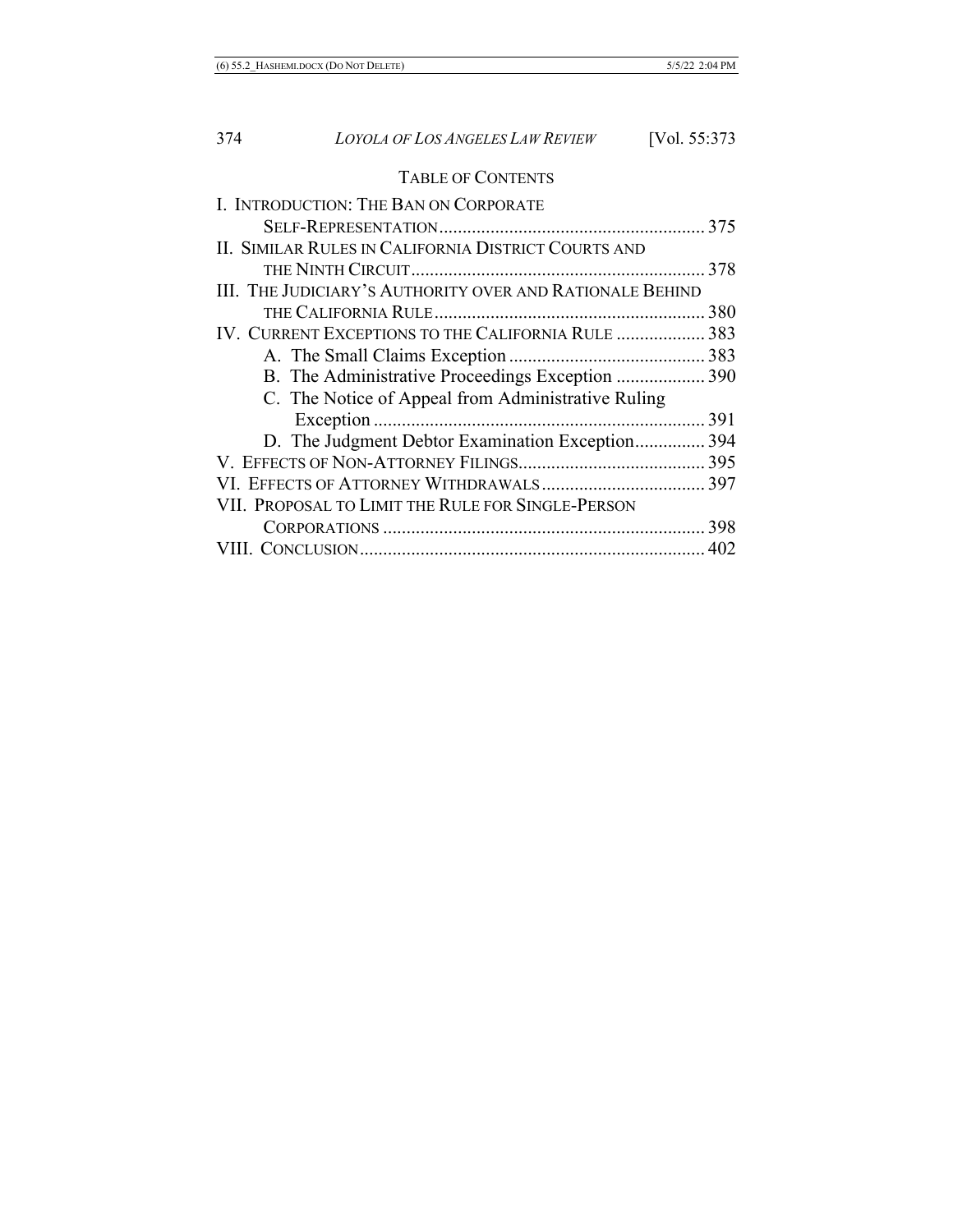## TABLE OF CONTENTS

I. INTRODUCTION: THE BAN ON CORPORATE SELF-REPRESENTATION ......... 375

II. SIMILAR RULES IN CALIFORNIA DISTRICT COURTS AND THE NINTH CIRCUIT ......... 378

III. THE JUDICIARY'S AUTHORITY OVER AND RATIONALE BEHIND THE CALIFORNIA RULE ......... 380

IV. CURRENT EXCEPTIONS TO THE CALIFORNIA RULE ......... 383

- A. The Small Claims Exception ......... 383
- B. The Administrative Proceedings Exception ......... 390
- C. The Notice of Appeal from Administrative Ruling Exception ......... 391
- D. The Judgment Debtor Examination Exception ......... 394

V. EFFECTS OF NON-ATTORNEY FILINGS ......... 395

VI. EFFECTS OF ATTORNEY WITHDRAWALS ......... 397

VII. PROPOSAL TO LIMIT THE RULE FOR SINGLE-PERSON CORPORATIONS ......... 398

VIII. CONCLUSION ......... 402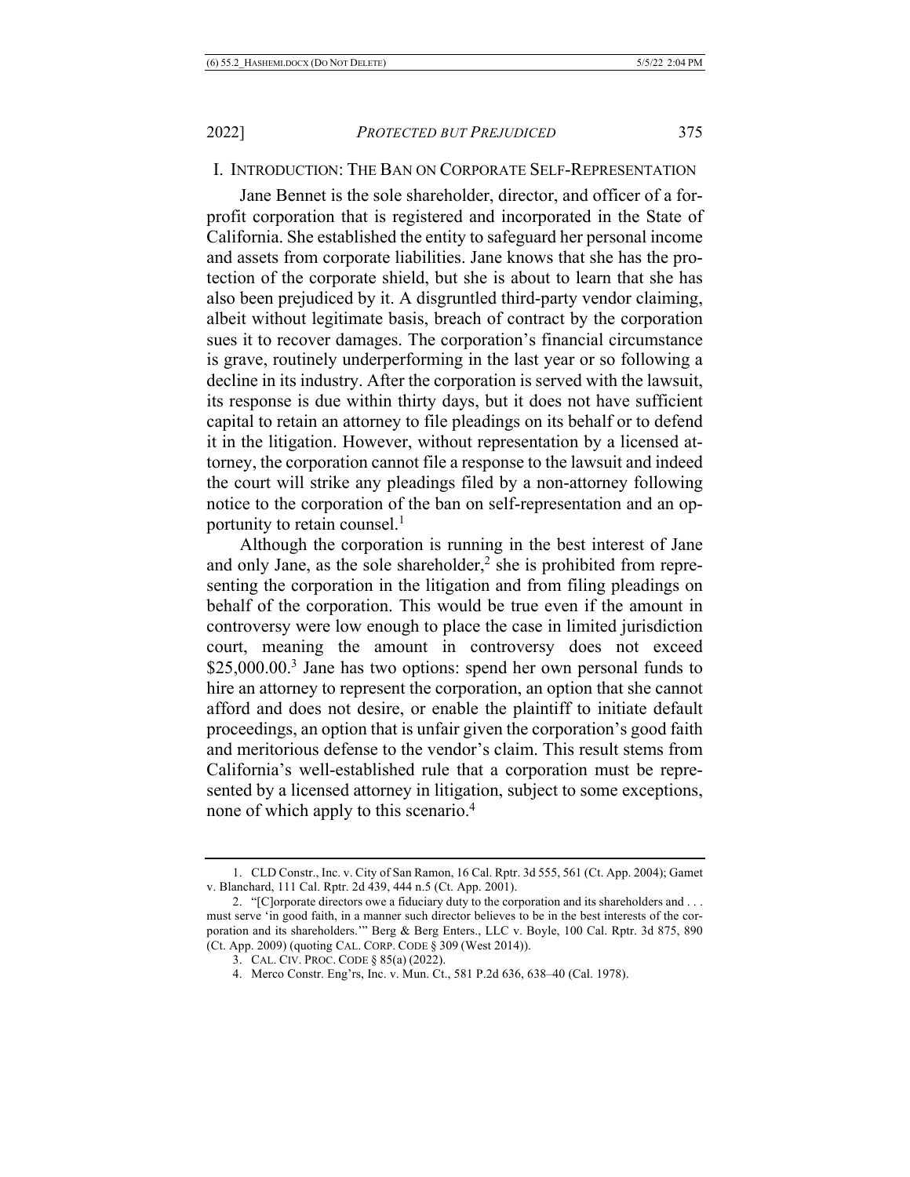## I. INTRODUCTION: THE BAN ON CORPORATE SELF-REPRESENTATION

Jane Bennet is the sole shareholder, director, and officer of a for-profit corporation that is registered and incorporated in the State of California. She established the entity to safeguard her personal income and assets from corporate liabilities. Jane knows that she has the protection of the corporate shield, but she is about to learn that she has also been prejudiced by it. A disgruntled third-party vendor claiming, albeit without legitimate basis, breach of contract by the corporation sues it to recover damages. The corporation's financial circumstance is grave, routinely underperforming in the last year or so following a decline in its industry. After the corporation is served with the lawsuit, its response is due within thirty days, but it does not have sufficient capital to retain an attorney to file pleadings on its behalf or to defend it in the litigation. However, without representation by a licensed attorney, the corporation cannot file a response to the lawsuit and indeed the court will strike any pleadings filed by a non-attorney following notice to the corporation of the ban on self-representation and an opportunity to retain counsel.[1]

Although the corporation is running in the best interest of Jane and only Jane, as the sole shareholder,[2] she is prohibited from representing the corporation in the litigation and from filing pleadings on behalf of the corporation. This would be true even if the amount in controversy were low enough to place the case in limited jurisdiction court, meaning the amount in controversy does not exceed $25,000.00.[3] Jane has two options: spend her own personal funds to hire an attorney to represent the corporation, an option that she cannot afford and does not desire, or enable the plaintiff to initiate default proceedings, an option that is unfair given the corporation's good faith and meritorious defense to the vendor's claim. This result stems from California's well-established rule that a corporation must be represented by a licensed attorney in litigation, subject to some exceptions, none of which apply to this scenario.[4]

---

1. CLD Constr., Inc. v. City of San Ramon, 16 Cal. Rptr. 3d 555, 561 (Ct. App. 2004); Gamet v. Blanchard, 111 Cal. Rptr. 2d 439, 444 n.5 (Ct. App. 2001).

2. "[C]orporate directors owe a fiduciary duty to the corporation and its shareholders and . . . must serve 'in good faith, in a manner such director believes to be in the best interests of the corporation and its shareholders.'" Berg & Berg Enters., LLC v. Boyle, 100 Cal. Rptr. 3d 875, 890 (Ct. App. 2009) (quoting CAL. CORP. CODE § 309 (West 2014)).

3. CAL. CIV. PROC. CODE § 85(a) (2022).

4. Merco Constr. Eng'rs, Inc. v. Mun. Ct., 581 P.2d 636, 638–40 (Cal. 1978).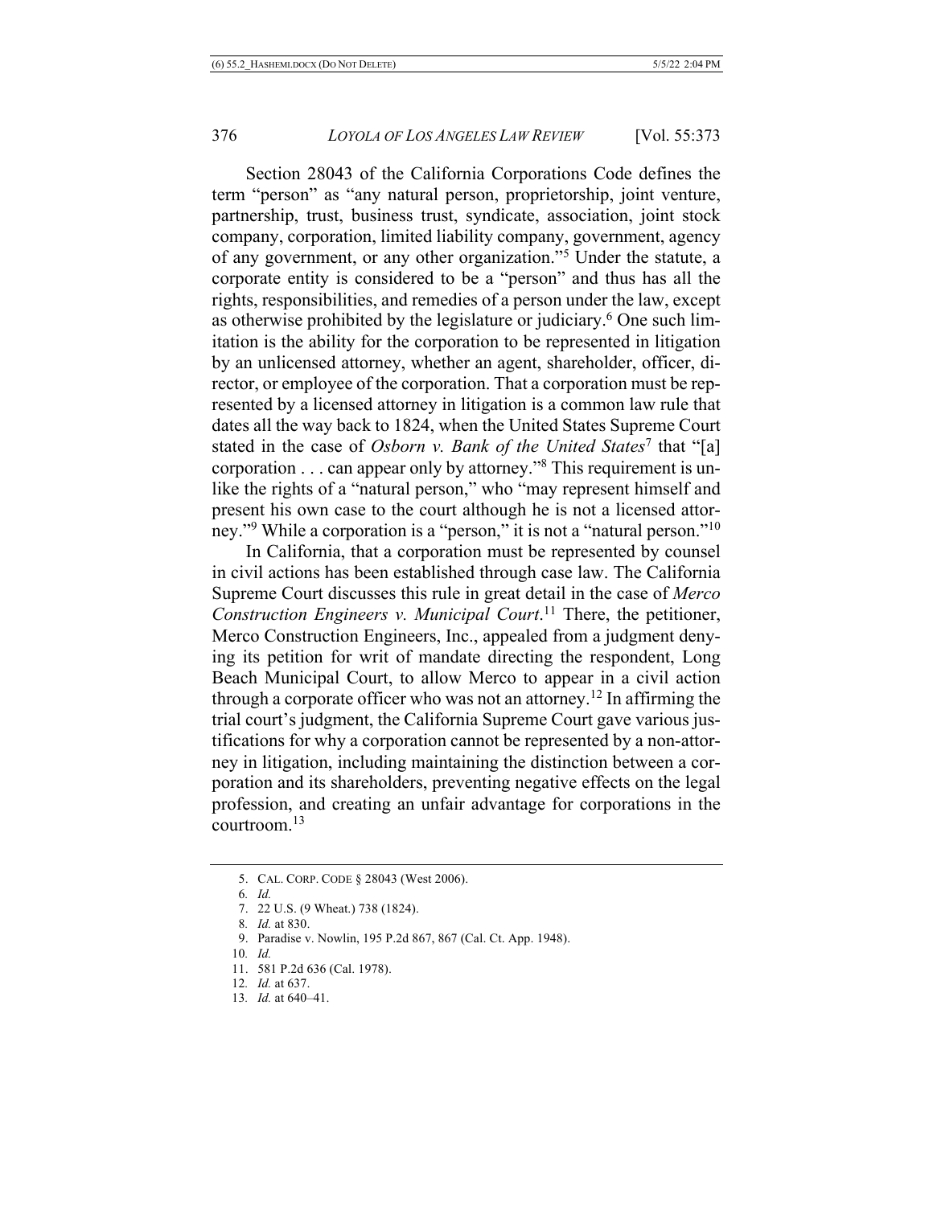Section 28043 of the California Corporations Code defines the term "person" as "any natural person, proprietorship, joint venture, partnership, trust, business trust, syndicate, association, joint stock company, corporation, limited liability company, government, agency of any government, or any other organization."[5] Under the statute, a corporate entity is considered to be a "person" and thus has all the rights, responsibilities, and remedies of a person under the law, except as otherwise prohibited by the legislature or judiciary.[6] One such limitation is the ability for the corporation to be represented in litigation by an unlicensed attorney, whether an agent, shareholder, officer, director, or employee of the corporation. That a corporation must be represented by a licensed attorney in litigation is a common law rule that dates all the way back to 1824, when the United States Supreme Court stated in the case of *Osborn v. Bank of the United States*[7] that "[a] corporation . . . can appear only by attorney."[8] This requirement is unlike the rights of a "natural person," who "may represent himself and present his own case to the court although he is not a licensed attorney."[9] While a corporation is a "person," it is not a "natural person."[10]

In California, that a corporation must be represented by counsel in civil actions has been established through case law. The California Supreme Court discusses this rule in great detail in the case of *Merco Construction Engineers v. Municipal Court*.[11] There, the petitioner, Merco Construction Engineers, Inc., appealed from a judgment denying its petition for writ of mandate directing the respondent, Long Beach Municipal Court, to allow Merco to appear in a civil action through a corporate officer who was not an attorney.[12] In affirming the trial court's judgment, the California Supreme Court gave various justifications for why a corporation cannot be represented by a non-attorney in litigation, including maintaining the distinction between a corporation and its shareholders, preventing negative effects on the legal profession, and creating an unfair advantage for corporations in the courtroom.[13]

---

5. CAL. CORP. CODE § 28043 (West 2006).
6. *Id.*
7. 22 U.S. (9 Wheat.) 738 (1824).
8. *Id.* at 830.
9. Paradise v. Nowlin, 195 P.2d 867, 867 (Cal. Ct. App. 1948).
10. *Id.*
11. 581 P.2d 636 (Cal. 1978).
12. *Id.* at 637.
13. *Id.* at 640–41.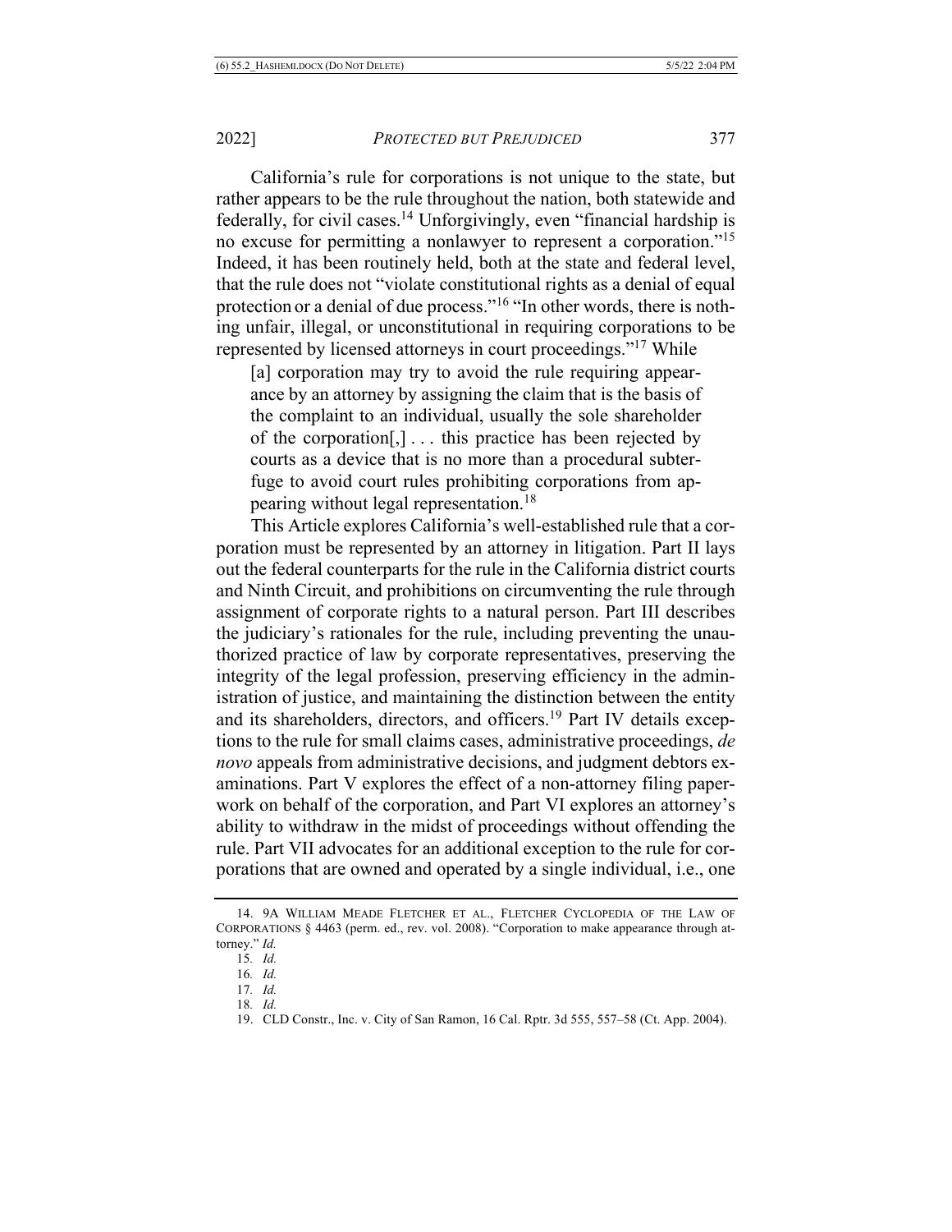California's rule for corporations is not unique to the state, but rather appears to be the rule throughout the nation, both statewide and federally, for civil cases.[14] Unforgivingly, even "financial hardship is no excuse for permitting a nonlawyer to represent a corporation."[15] Indeed, it has been routinely held, both at the state and federal level, that the rule does not "violate constitutional rights as a denial of equal protection or a denial of due process."[16] "In other words, there is nothing unfair, illegal, or unconstitutional in requiring corporations to be represented by licensed attorneys in court proceedings."[17] While

> [a] corporation may try to avoid the rule requiring appearance by an attorney by assigning the claim that is the basis of the complaint to an individual, usually the sole shareholder of the corporation[,] . . . this practice has been rejected by courts as a device that is no more than a procedural subterfuge to avoid court rules prohibiting corporations from appearing without legal representation.[18]

This Article explores California's well-established rule that a corporation must be represented by an attorney in litigation. Part II lays out the federal counterparts for the rule in the California district courts and Ninth Circuit, and prohibitions on circumventing the rule through assignment of corporate rights to a natural person. Part III describes the judiciary's rationales for the rule, including preventing the unauthorized practice of law by corporate representatives, preserving the integrity of the legal profession, preserving efficiency in the administration of justice, and maintaining the distinction between the entity and its shareholders, directors, and officers.[19] Part IV details exceptions to the rule for small claims cases, administrative proceedings, *de novo* appeals from administrative decisions, and judgment debtors examinations. Part V explores the effect of a non-attorney filing paperwork on behalf of the corporation, and Part VI explores an attorney's ability to withdraw in the midst of proceedings without offending the rule. Part VII advocates for an additional exception to the rule for corporations that are owned and operated by a single individual, i.e., one

---

14. 9A WILLIAM MEADE FLETCHER ET AL., FLETCHER CYCLOPEDIA OF THE LAW OF CORPORATIONS § 4463 (perm. ed., rev. vol. 2008). "Corporation to make appearance through attorney." *Id.*

15. *Id.*

16. *Id.*

17. *Id.*

18. *Id.*

19. CLD Constr., Inc. v. City of San Ramon, 16 Cal. Rptr. 3d 555, 557–58 (Ct. App. 2004).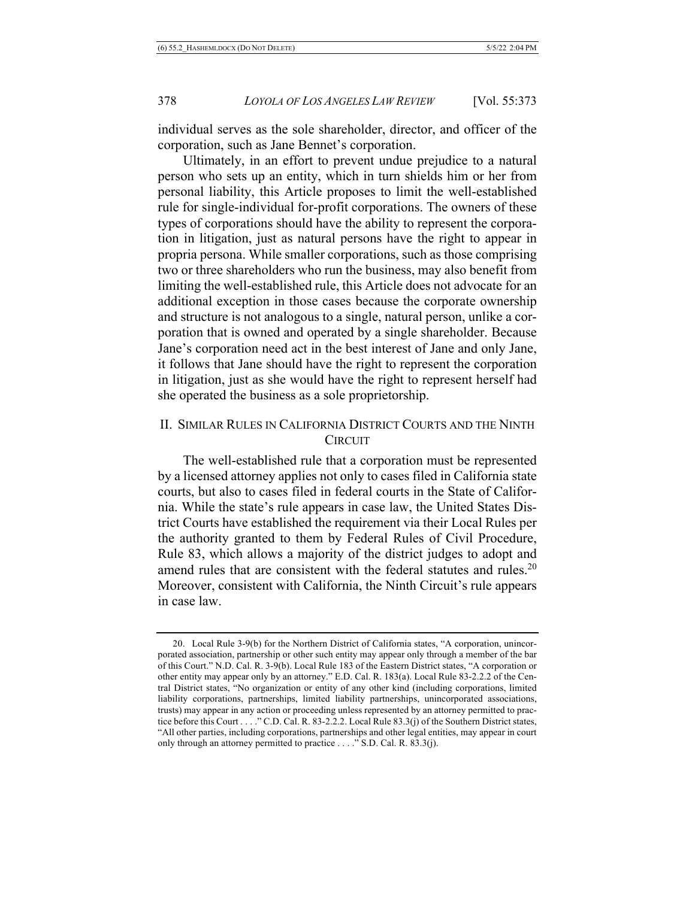individual serves as the sole shareholder, director, and officer of the corporation, such as Jane Bennet's corporation.

Ultimately, in an effort to prevent undue prejudice to a natural person who sets up an entity, which in turn shields him or her from personal liability, this Article proposes to limit the well-established rule for single-individual for-profit corporations. The owners of these types of corporations should have the ability to represent the corporation in litigation, just as natural persons have the right to appear in propria persona. While smaller corporations, such as those comprising two or three shareholders who run the business, may also benefit from limiting the well-established rule, this Article does not advocate for an additional exception in those cases because the corporate ownership and structure is not analogous to a single, natural person, unlike a corporation that is owned and operated by a single shareholder. Because Jane's corporation need act in the best interest of Jane and only Jane, it follows that Jane should have the right to represent the corporation in litigation, just as she would have the right to represent herself had she operated the business as a sole proprietorship.

## II. Similar Rules in California District Courts and the Ninth Circuit

The well-established rule that a corporation must be represented by a licensed attorney applies not only to cases filed in California state courts, but also to cases filed in federal courts in the State of California. While the state's rule appears in case law, the United States District Courts have established the requirement via their Local Rules per the authority granted to them by Federal Rules of Civil Procedure, Rule 83, which allows a majority of the district judges to adopt and amend rules that are consistent with the federal statutes and rules.[20] Moreover, consistent with California, the Ninth Circuit's rule appears in case law.

---

20. Local Rule 3-9(b) for the Northern District of California states, "A corporation, unincorporated association, partnership or other such entity may appear only through a member of the bar of this Court." N.D. Cal. R. 3-9(b). Local Rule 183 of the Eastern District states, "A corporation or other entity may appear only by an attorney." E.D. Cal. R. 183(a). Local Rule 83-2.2.2 of the Central District states, "No organization or entity of any other kind (including corporations, limited liability corporations, partnerships, limited liability partnerships, unincorporated associations, trusts) may appear in any action or proceeding unless represented by an attorney permitted to practice before this Court . . . ." C.D. Cal. R. 83-2.2.2. Local Rule 83.3(j) of the Southern District states, "All other parties, including corporations, partnerships and other legal entities, may appear in court only through an attorney permitted to practice . . . ." S.D. Cal. R. 83.3(j).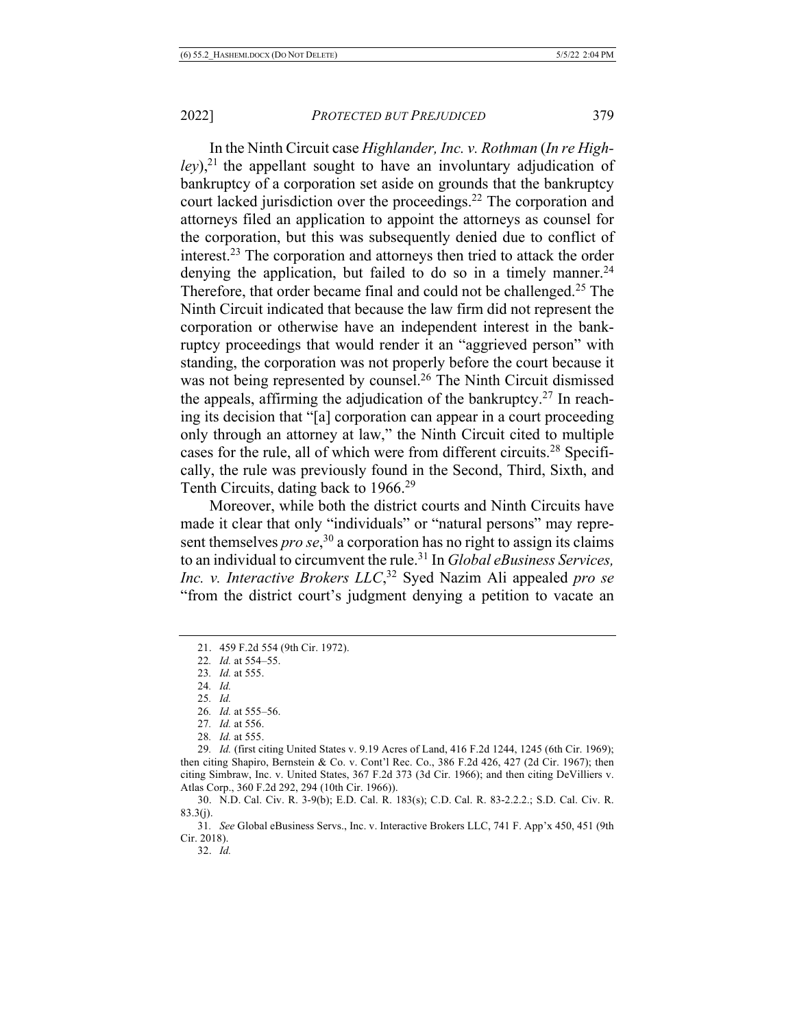In the Ninth Circuit case *Highlander, Inc. v. Rothman* (*In re Highley*),[21] the appellant sought to have an involuntary adjudication of bankruptcy of a corporation set aside on grounds that the bankruptcy court lacked jurisdiction over the proceedings.[22] The corporation and attorneys filed an application to appoint the attorneys as counsel for the corporation, but this was subsequently denied due to conflict of interest.[23] The corporation and attorneys then tried to attack the order denying the application, but failed to do so in a timely manner.[24] Therefore, that order became final and could not be challenged.[25] The Ninth Circuit indicated that because the law firm did not represent the corporation or otherwise have an independent interest in the bankruptcy proceedings that would render it an "aggrieved person" with standing, the corporation was not properly before the court because it was not being represented by counsel.[26] The Ninth Circuit dismissed the appeals, affirming the adjudication of the bankruptcy.[27] In reaching its decision that "[a] corporation can appear in a court proceeding only through an attorney at law," the Ninth Circuit cited to multiple cases for the rule, all of which were from different circuits.[28] Specifically, the rule was previously found in the Second, Third, Sixth, and Tenth Circuits, dating back to 1966.[29]

Moreover, while both the district courts and Ninth Circuits have made it clear that only "individuals" or "natural persons" may represent themselves *pro se*,[30] a corporation has no right to assign its claims to an individual to circumvent the rule.[31] In *Global eBusiness Services, Inc. v. Interactive Brokers LLC*,[32] Syed Nazim Ali appealed *pro se* "from the district court's judgment denying a petition to vacate an

---

21. 459 F.2d 554 (9th Cir. 1972).

22. *Id.* at 554–55.

23. *Id.* at 555.

24. *Id.*

25. *Id.*

26. *Id.* at 555–56.

27. *Id.* at 556.

28. *Id.* at 555.

29. *Id.* (first citing United States v. 9.19 Acres of Land, 416 F.2d 1244, 1245 (6th Cir. 1969); then citing Shapiro, Bernstein & Co. v. Cont'l Rec. Co., 386 F.2d 426, 427 (2d Cir. 1967); then citing Simbraw, Inc. v. United States, 367 F.2d 373 (3d Cir. 1966); and then citing DeVilliers v. Atlas Corp., 360 F.2d 292, 294 (10th Cir. 1966)).

30. N.D. Cal. Civ. R. 3-9(b); E.D. Cal. R. 183(s); C.D. Cal. R. 83-2.2.2.; S.D. Cal. Civ. R. 83.3(j).

31. *See* Global eBusiness Servs., Inc. v. Interactive Brokers LLC, 741 F. App'x 450, 451 (9th Cir. 2018).

32. *Id.*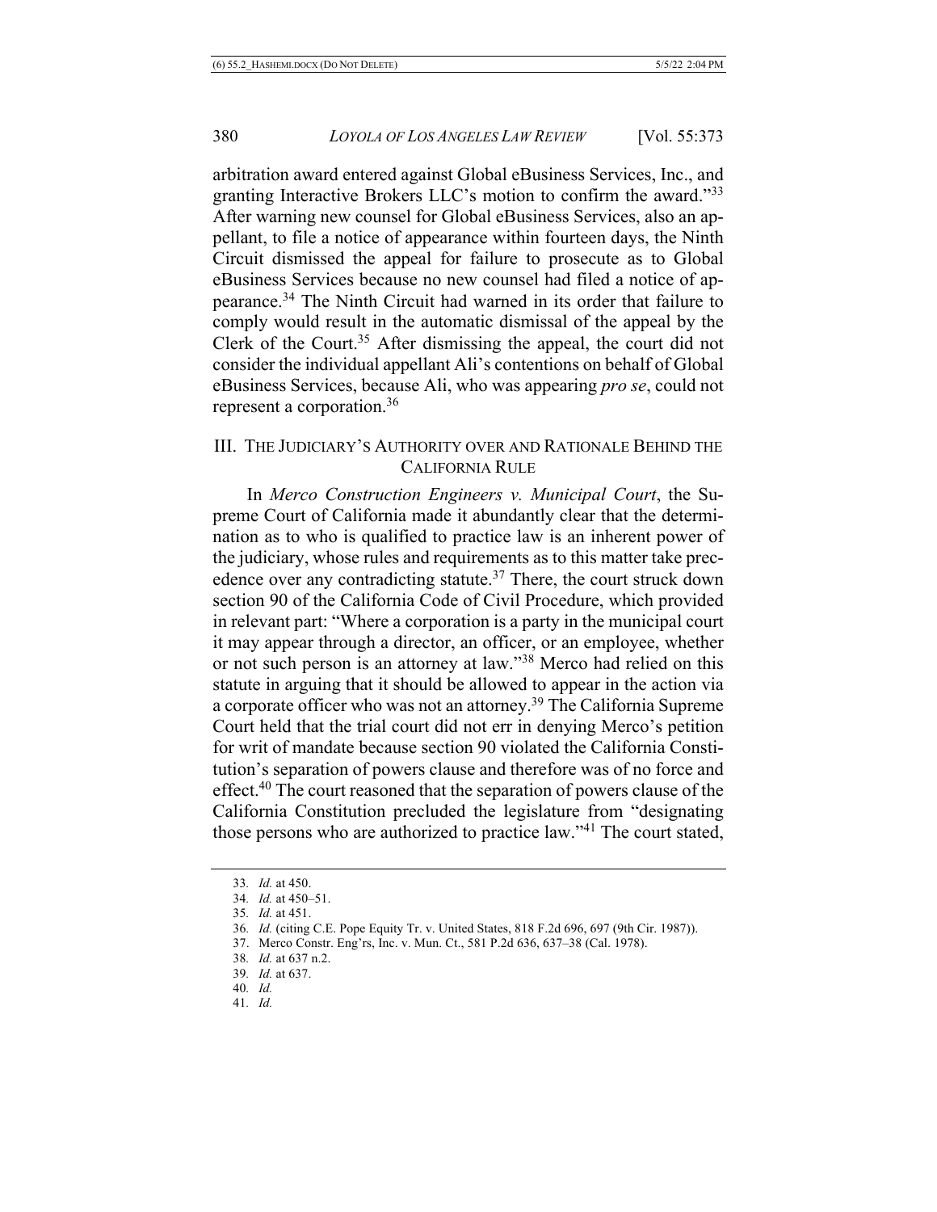arbitration award entered against Global eBusiness Services, Inc., and granting Interactive Brokers LLC's motion to confirm the award."[33] After warning new counsel for Global eBusiness Services, also an appellant, to file a notice of appearance within fourteen days, the Ninth Circuit dismissed the appeal for failure to prosecute as to Global eBusiness Services because no new counsel had filed a notice of appearance.[34] The Ninth Circuit had warned in its order that failure to comply would result in the automatic dismissal of the appeal by the Clerk of the Court.[35] After dismissing the appeal, the court did not consider the individual appellant Ali's contentions on behalf of Global eBusiness Services, because Ali, who was appearing *pro se*, could not represent a corporation.[36]

## III. THE JUDICIARY'S AUTHORITY OVER AND RATIONALE BEHIND THE CALIFORNIA RULE

In *Merco Construction Engineers v. Municipal Court*, the Supreme Court of California made it abundantly clear that the determination as to who is qualified to practice law is an inherent power of the judiciary, whose rules and requirements as to this matter take precedence over any contradicting statute.[37] There, the court struck down section 90 of the California Code of Civil Procedure, which provided in relevant part: "Where a corporation is a party in the municipal court it may appear through a director, an officer, or an employee, whether or not such person is an attorney at law."[38] Merco had relied on this statute in arguing that it should be allowed to appear in the action via a corporate officer who was not an attorney.[39] The California Supreme Court held that the trial court did not err in denying Merco's petition for writ of mandate because section 90 violated the California Constitution's separation of powers clause and therefore was of no force and effect.[40] The court reasoned that the separation of powers clause of the California Constitution precluded the legislature from "designating those persons who are authorized to practice law."[41] The court stated,

---

33. *Id.* at 450.

34. *Id.* at 450–51.

35. *Id.* at 451.

36. *Id.* (citing C.E. Pope Equity Tr. v. United States, 818 F.2d 696, 697 (9th Cir. 1987)).

37. Merco Constr. Eng'rs, Inc. v. Mun. Ct., 581 P.2d 636, 637–38 (Cal. 1978).

38. *Id.* at 637 n.2.

39. *Id.* at 637.

40. *Id.*

41. *Id.*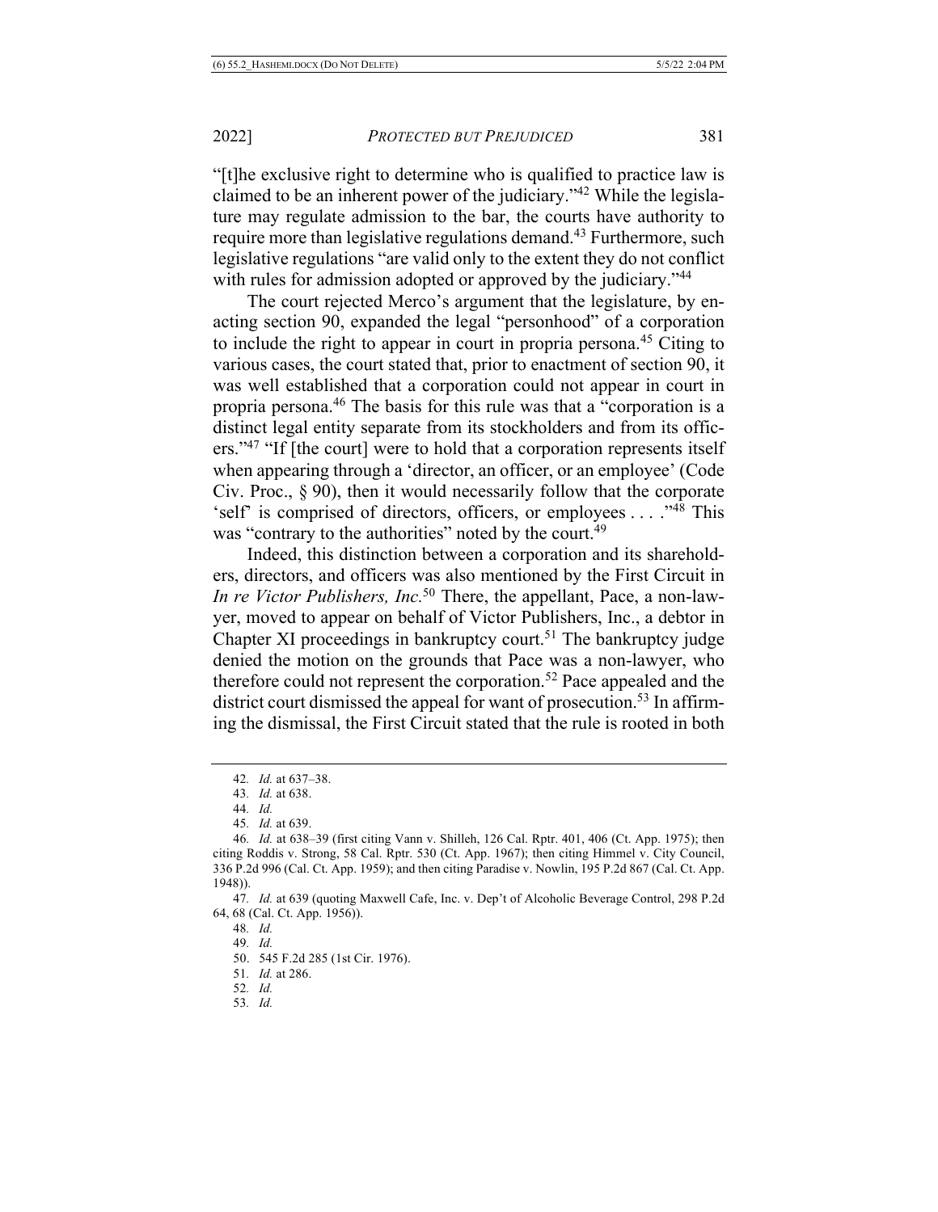"[t]he exclusive right to determine who is qualified to practice law is claimed to be an inherent power of the judiciary."[42] While the legislature may regulate admission to the bar, the courts have authority to require more than legislative regulations demand.[43] Furthermore, such legislative regulations "are valid only to the extent they do not conflict with rules for admission adopted or approved by the judiciary."[44]

The court rejected Merco's argument that the legislature, by enacting section 90, expanded the legal "personhood" of a corporation to include the right to appear in court in propria persona.[45] Citing to various cases, the court stated that, prior to enactment of section 90, it was well established that a corporation could not appear in court in propria persona.[46] The basis for this rule was that a "corporation is a distinct legal entity separate from its stockholders and from its officers."[47] "If [the court] were to hold that a corporation represents itself when appearing through a 'director, an officer, or an employee' (Code Civ. Proc., § 90), then it would necessarily follow that the corporate 'self' is comprised of directors, officers, or employees . . . ."[48] This was "contrary to the authorities" noted by the court.[49]

Indeed, this distinction between a corporation and its shareholders, directors, and officers was also mentioned by the First Circuit in *In re Victor Publishers, Inc.*[50] There, the appellant, Pace, a non-lawyer, moved to appear on behalf of Victor Publishers, Inc., a debtor in Chapter XI proceedings in bankruptcy court.[51] The bankruptcy judge denied the motion on the grounds that Pace was a non-lawyer, who therefore could not represent the corporation.[52] Pace appealed and the district court dismissed the appeal for want of prosecution.[53] In affirming the dismissal, the First Circuit stated that the rule is rooted in both

---

42. *Id.* at 637–38.

43. *Id.* at 638.

44. *Id.*

45. *Id.* at 639.

46. *Id.* at 638–39 (first citing Vann v. Shilleh, 126 Cal. Rptr. 401, 406 (Ct. App. 1975); then citing Roddis v. Strong, 58 Cal. Rptr. 530 (Ct. App. 1967); then citing Himmel v. City Council, 336 P.2d 996 (Cal. Ct. App. 1959); and then citing Paradise v. Nowlin, 195 P.2d 867 (Cal. Ct. App. 1948)).

47. *Id.* at 639 (quoting Maxwell Cafe, Inc. v. Dep't of Alcoholic Beverage Control, 298 P.2d 64, 68 (Cal. Ct. App. 1956)).

48. *Id.*

49. *Id.*

50. 545 F.2d 285 (1st Cir. 1976).

51. *Id.* at 286.

52. *Id.*

53. *Id.*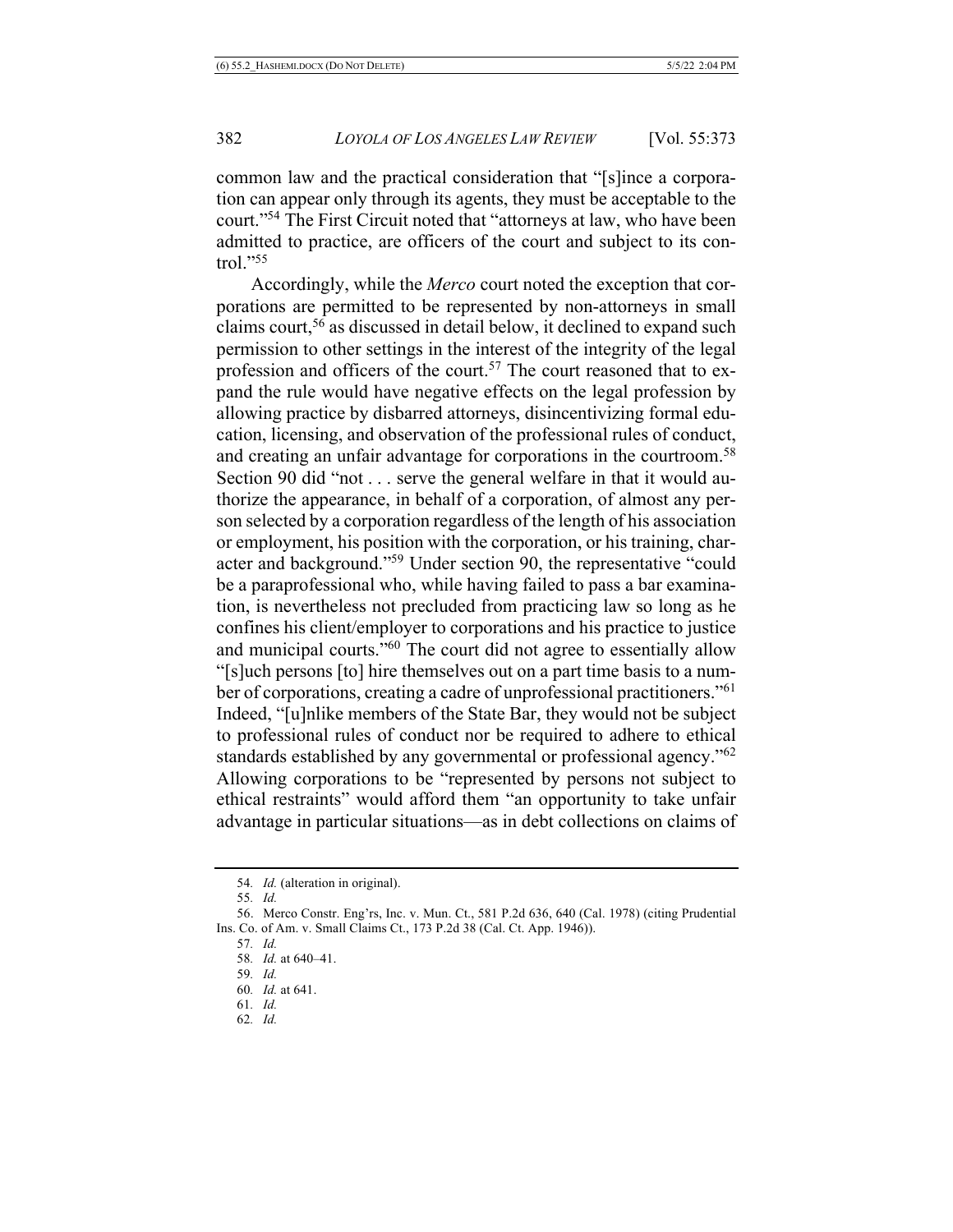common law and the practical consideration that "[s]ince a corporation can appear only through its agents, they must be acceptable to the court."[54] The First Circuit noted that "attorneys at law, who have been admitted to practice, are officers of the court and subject to its control."[55]

Accordingly, while the *Merco* court noted the exception that corporations are permitted to be represented by non-attorneys in small claims court,[56] as discussed in detail below, it declined to expand such permission to other settings in the interest of the integrity of the legal profession and officers of the court.[57] The court reasoned that to expand the rule would have negative effects on the legal profession by allowing practice by disbarred attorneys, disincentivizing formal education, licensing, and observation of the professional rules of conduct, and creating an unfair advantage for corporations in the courtroom.[58] Section 90 did "not . . . serve the general welfare in that it would authorize the appearance, in behalf of a corporation, of almost any person selected by a corporation regardless of the length of his association or employment, his position with the corporation, or his training, character and background."[59] Under section 90, the representative "could be a paraprofessional who, while having failed to pass a bar examination, is nevertheless not precluded from practicing law so long as he confines his client/employer to corporations and his practice to justice and municipal courts."[60] The court did not agree to essentially allow "[s]uch persons [to] hire themselves out on a part time basis to a number of corporations, creating a cadre of unprofessional practitioners."[61] Indeed, "[u]nlike members of the State Bar, they would not be subject to professional rules of conduct nor be required to adhere to ethical standards established by any governmental or professional agency."[62] Allowing corporations to be "represented by persons not subject to ethical restraints" would afford them "an opportunity to take unfair advantage in particular situations—as in debt collections on claims of

---

54. *Id.* (alteration in original).

55. *Id.*

56. Merco Constr. Eng'rs, Inc. v. Mun. Ct., 581 P.2d 636, 640 (Cal. 1978) (citing Prudential Ins. Co. of Am. v. Small Claims Ct., 173 P.2d 38 (Cal. Ct. App. 1946)).

57. *Id.*

58. *Id.* at 640–41.

59. *Id.*

60. *Id.* at 641.

61. *Id.*

62. *Id.*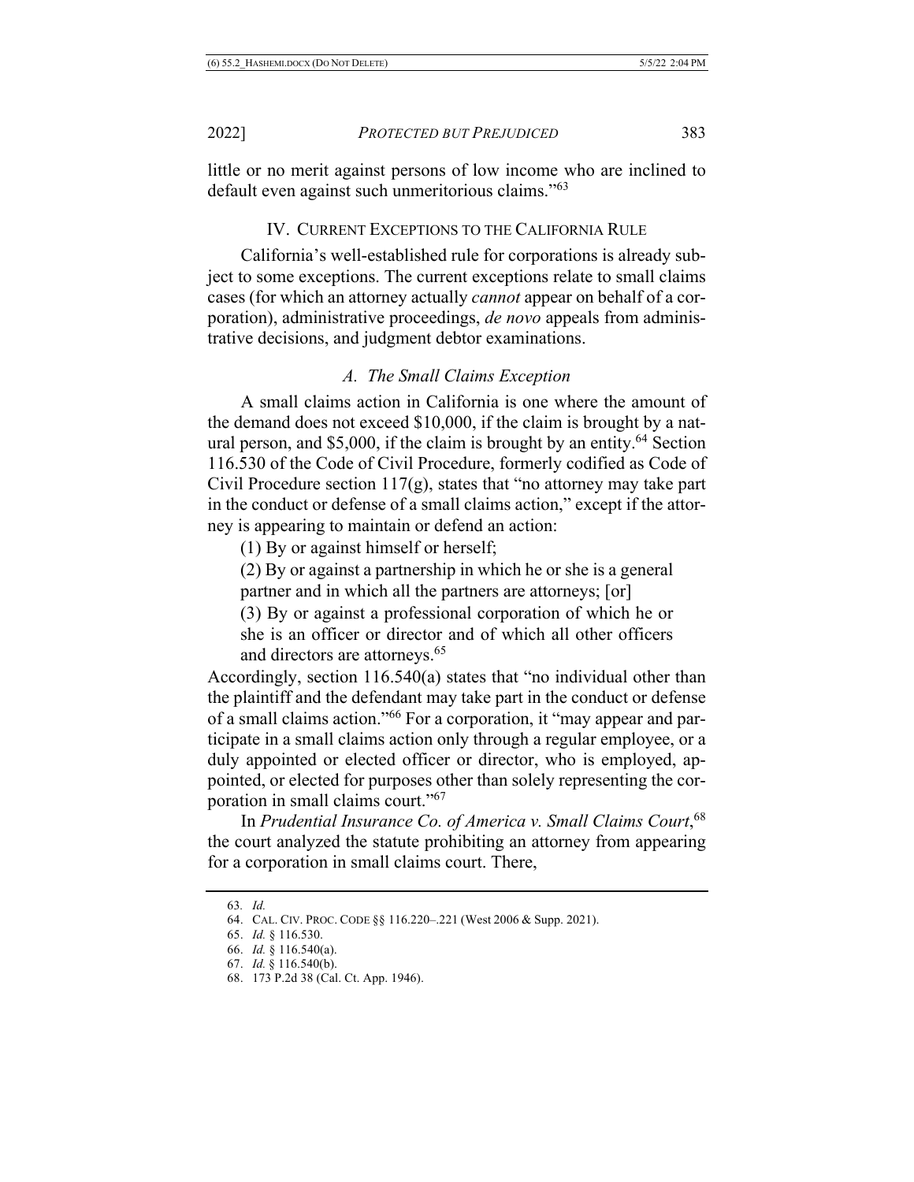little or no merit against persons of low income who are inclined to default even against such unmeritorious claims."[63]

## IV. Current Exceptions to the California Rule

California's well-established rule for corporations is already subject to some exceptions. The current exceptions relate to small claims cases (for which an attorney actually *cannot* appear on behalf of a corporation), administrative proceedings, *de novo* appeals from administrative decisions, and judgment debtor examinations.

### *A. The Small Claims Exception*

A small claims action in California is one where the amount of the demand does not exceed $10,000, if the claim is brought by a natural person, and $5,000, if the claim is brought by an entity.[64] Section 116.530 of the Code of Civil Procedure, formerly codified as Code of Civil Procedure section 117(g), states that "no attorney may take part in the conduct or defense of a small claims action," except if the attorney is appearing to maintain or defend an action:

> (1) By or against himself or herself;
>
> (2) By or against a partnership in which he or she is a general partner and in which all the partners are attorneys; [or]
>
> (3) By or against a professional corporation of which he or she is an officer or director and of which all other officers and directors are attorneys.[65]

Accordingly, section 116.540(a) states that "no individual other than the plaintiff and the defendant may take part in the conduct or defense of a small claims action."[66] For a corporation, it "may appear and participate in a small claims action only through a regular employee, or a duly appointed or elected officer or director, who is employed, appointed, or elected for purposes other than solely representing the corporation in small claims court."[67]

In *Prudential Insurance Co. of America v. Small Claims Court*,[68] the court analyzed the statute prohibiting an attorney from appearing for a corporation in small claims court. There,

---

63. *Id.*

64. CAL. CIV. PROC. CODE §§ 116.220–.221 (West 2006 & Supp. 2021).

65. *Id.* § 116.530.

66. *Id.* § 116.540(a).

67. *Id.* § 116.540(b).

68. 173 P.2d 38 (Cal. Ct. App. 1946).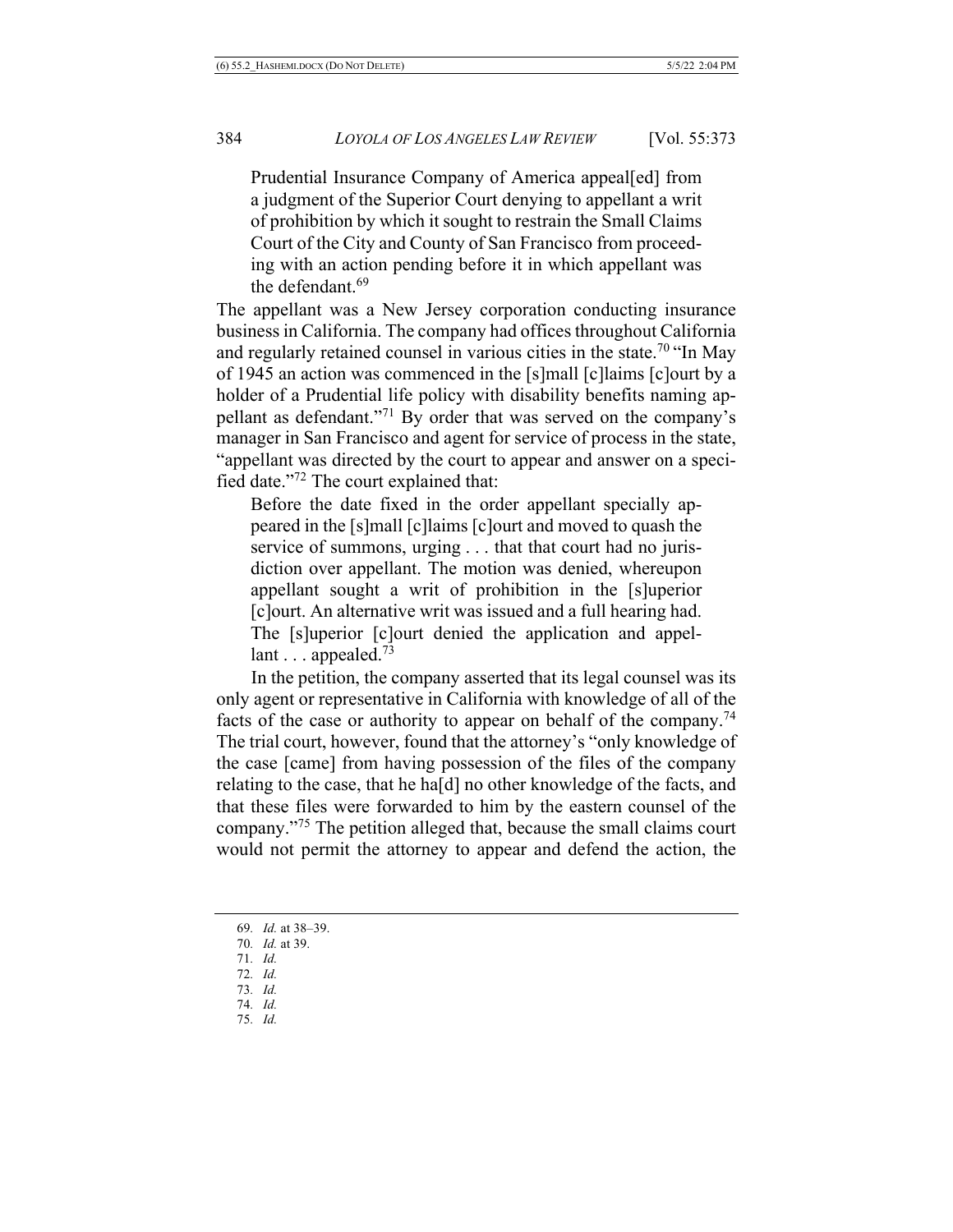> Prudential Insurance Company of America appeal[ed] from a judgment of the Superior Court denying to appellant a writ of prohibition by which it sought to restrain the Small Claims Court of the City and County of San Francisco from proceeding with an action pending before it in which appellant was the defendant.[69]

The appellant was a New Jersey corporation conducting insurance business in California. The company had offices throughout California and regularly retained counsel in various cities in the state.[70] "In May of 1945 an action was commenced in the [s]mall [c]laims [c]ourt by a holder of a Prudential life policy with disability benefits naming appellant as defendant."[71] By order that was served on the company's manager in San Francisco and agent for service of process in the state, "appellant was directed by the court to appear and answer on a specified date."[72] The court explained that:

> Before the date fixed in the order appellant specially appeared in the [s]mall [c]laims [c]ourt and moved to quash the service of summons, urging . . . that that court had no jurisdiction over appellant. The motion was denied, whereupon appellant sought a writ of prohibition in the [s]uperior [c]ourt. An alternative writ was issued and a full hearing had. The [s]uperior [c]ourt denied the application and appellant . . . appealed.[73]

In the petition, the company asserted that its legal counsel was its only agent or representative in California with knowledge of all of the facts of the case or authority to appear on behalf of the company.[74] The trial court, however, found that the attorney's "only knowledge of the case [came] from having possession of the files of the company relating to the case, that he ha[d] no other knowledge of the facts, and that these files were forwarded to him by the eastern counsel of the company."[75] The petition alleged that, because the small claims court would not permit the attorney to appear and defend the action, the

---

69. *Id.* at 38–39.
70. *Id.* at 39.
71. *Id.*
72. *Id.*
73. *Id.*
74. *Id.*
75. *Id.*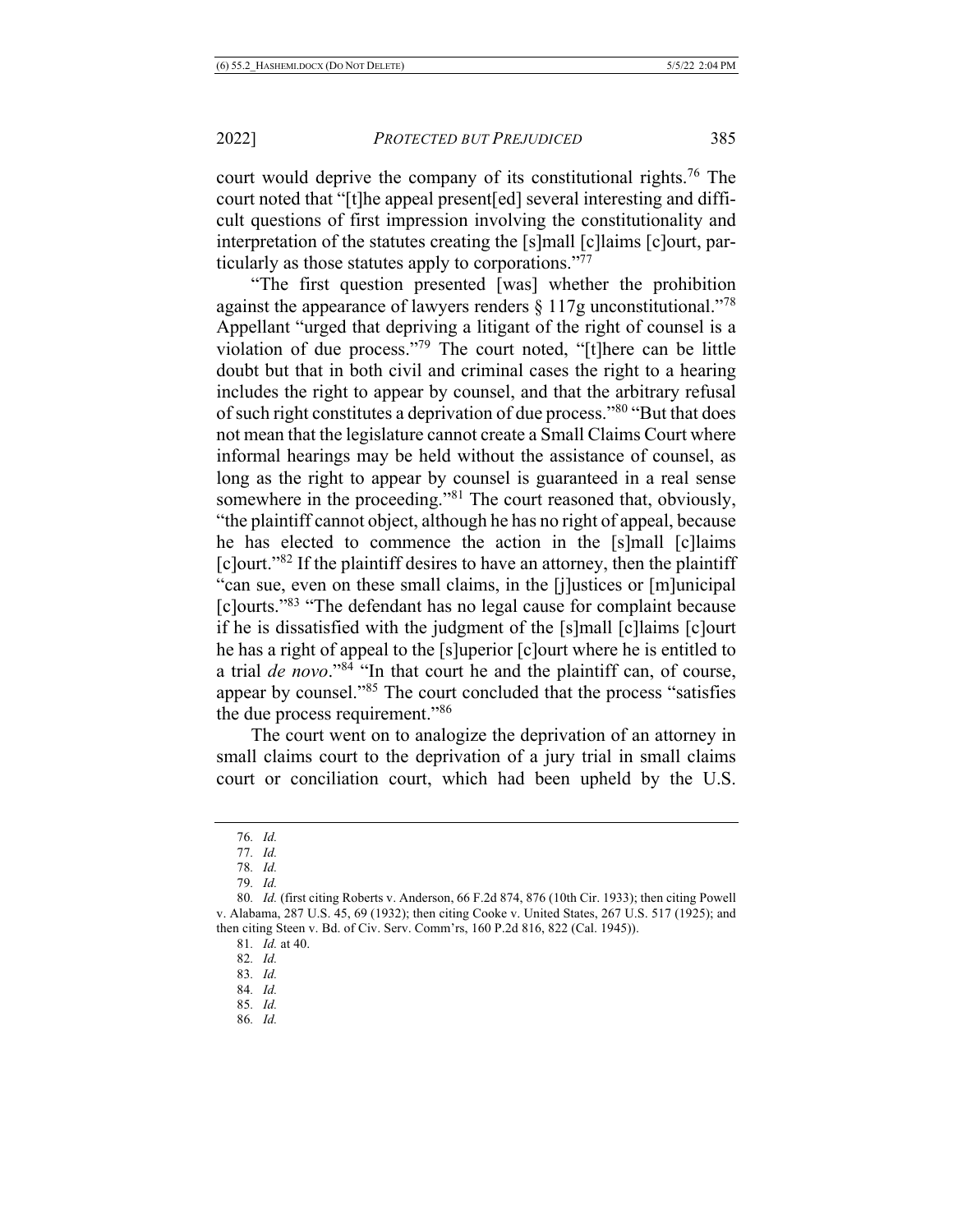court would deprive the company of its constitutional rights.[76] The court noted that "[t]he appeal present[ed] several interesting and difficult questions of first impression involving the constitutionality and interpretation of the statutes creating the [s]mall [c]laims [c]ourt, particularly as those statutes apply to corporations."[77]

"The first question presented [was] whether the prohibition against the appearance of lawyers renders § 117g unconstitutional."[78] Appellant "urged that depriving a litigant of the right of counsel is a violation of due process."[79] The court noted, "[t]here can be little doubt but that in both civil and criminal cases the right to a hearing includes the right to appear by counsel, and that the arbitrary refusal of such right constitutes a deprivation of due process."[80] "But that does not mean that the legislature cannot create a Small Claims Court where informal hearings may be held without the assistance of counsel, as long as the right to appear by counsel is guaranteed in a real sense somewhere in the proceeding."[81] The court reasoned that, obviously, "the plaintiff cannot object, although he has no right of appeal, because he has elected to commence the action in the [s]mall [c]laims [c]ourt."[82] If the plaintiff desires to have an attorney, then the plaintiff "can sue, even on these small claims, in the [j]ustices or [m]unicipal [c]ourts."[83] "The defendant has no legal cause for complaint because if he is dissatisfied with the judgment of the [s]mall [c]laims [c]ourt he has a right of appeal to the [s]uperior [c]ourt where he is entitled to a trial *de novo*."[84] "In that court he and the plaintiff can, of course, appear by counsel."[85] The court concluded that the process "satisfies the due process requirement."[86]

The court went on to analogize the deprivation of an attorney in small claims court to the deprivation of a jury trial in small claims court or conciliation court, which had been upheld by the U.S.

---

76. *Id.*

77. *Id.*

78. *Id.*

79. *Id.*

80. *Id.* (first citing Roberts v. Anderson, 66 F.2d 874, 876 (10th Cir. 1933); then citing Powell v. Alabama, 287 U.S. 45, 69 (1932); then citing Cooke v. United States, 267 U.S. 517 (1925); and then citing Steen v. Bd. of Civ. Serv. Comm'rs, 160 P.2d 816, 822 (Cal. 1945)).

81. *Id.* at 40.

82. *Id.*

83. *Id.*

84. *Id.*

85. *Id.*

86. *Id.*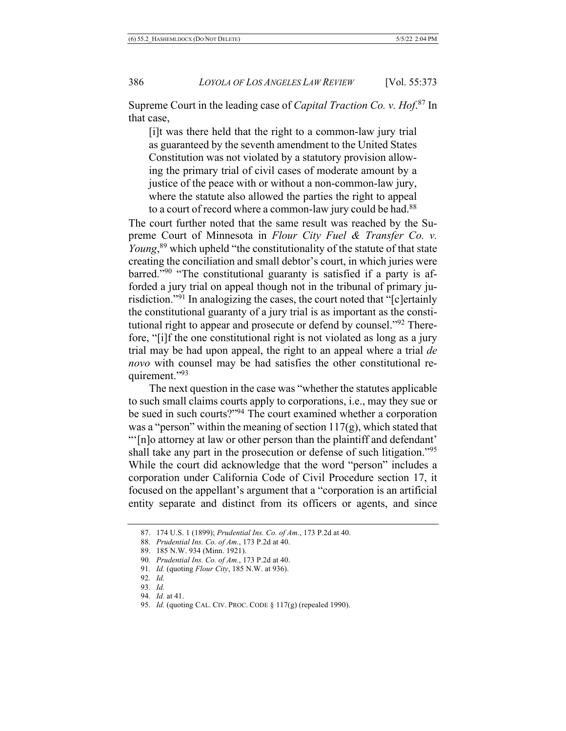Supreme Court in the leading case of *Capital Traction Co. v. Hof*.[87] In that case,

> [i]t was there held that the right to a common-law jury trial as guaranteed by the seventh amendment to the United States Constitution was not violated by a statutory provision allowing the primary trial of civil cases of moderate amount by a justice of the peace with or without a non-common-law jury, where the statute also allowed the parties the right to appeal to a court of record where a common-law jury could be had.[88]

The court further noted that the same result was reached by the Supreme Court of Minnesota in *Flour City Fuel & Transfer Co. v. Young*,[89] which upheld "the constitutionality of the statute of that state creating the conciliation and small debtor's court, in which juries were barred."[90] "The constitutional guaranty is satisfied if a party is afforded a jury trial on appeal though not in the tribunal of primary jurisdiction."[91] In analogizing the cases, the court noted that "[c]ertainly the constitutional guaranty of a jury trial is as important as the constitutional right to appear and prosecute or defend by counsel."[92] Therefore, "[i]f the one constitutional right is not violated as long as a jury trial may be had upon appeal, the right to an appeal where a trial *de novo* with counsel may be had satisfies the other constitutional requirement."[93]

The next question in the case was "whether the statutes applicable to such small claims courts apply to corporations, i.e., may they sue or be sued in such courts?"[94] The court examined whether a corporation was a "person" within the meaning of section 117(g), which stated that "'[n]o attorney at law or other person than the plaintiff and defendant' shall take any part in the prosecution or defense of such litigation."[95] While the court did acknowledge that the word "person" includes a corporation under California Code of Civil Procedure section 17, it focused on the appellant's argument that a "corporation is an artificial entity separate and distinct from its officers or agents, and since

---

87. 174 U.S. 1 (1899); *Prudential Ins. Co. of Am.*, 173 P.2d at 40.
88. *Prudential Ins. Co. of Am.*, 173 P.2d at 40.
89. 185 N.W. 934 (Minn. 1921).
90. *Prudential Ins. Co. of Am.*, 173 P.2d at 40.
91. *Id.* (quoting *Flour City*, 185 N.W. at 936).
92. *Id.*
93. *Id.*
94. *Id.* at 41.
95. *Id.* (quoting CAL. CIV. PROC. CODE § 117(g) (repealed 1990).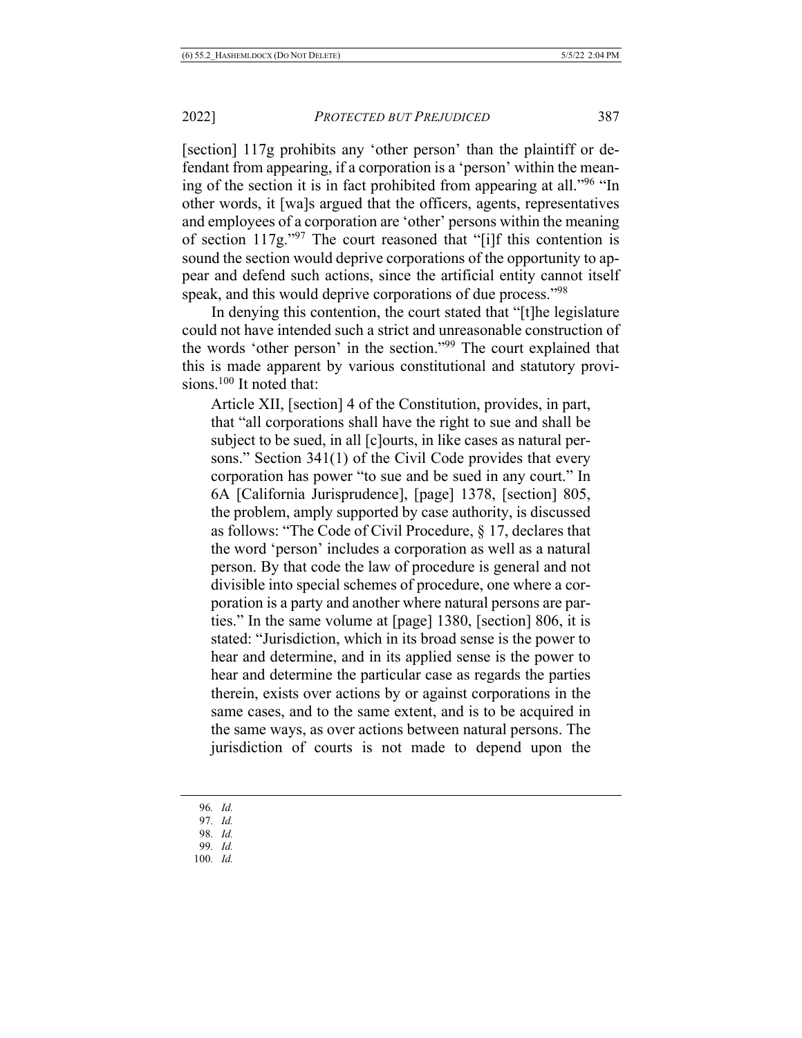[section] 117g prohibits any 'other person' than the plaintiff or defendant from appearing, if a corporation is a 'person' within the meaning of the section it is in fact prohibited from appearing at all."[96] "In other words, it [wa]s argued that the officers, agents, representatives and employees of a corporation are 'other' persons within the meaning of section 117g."[97] The court reasoned that "[i]f this contention is sound the section would deprive corporations of the opportunity to appear and defend such actions, since the artificial entity cannot itself speak, and this would deprive corporations of due process."[98]

In denying this contention, the court stated that "[t]he legislature could not have intended such a strict and unreasonable construction of the words 'other person' in the section."[99] The court explained that this is made apparent by various constitutional and statutory provisions.[100] It noted that:

> Article XII, [section] 4 of the Constitution, provides, in part, that "all corporations shall have the right to sue and shall be subject to be sued, in all [c]ourts, in like cases as natural persons." Section 341(1) of the Civil Code provides that every corporation has power "to sue and be sued in any court." In 6A [California Jurisprudence], [page] 1378, [section] 805, the problem, amply supported by case authority, is discussed as follows: "The Code of Civil Procedure, § 17, declares that the word 'person' includes a corporation as well as a natural person. By that code the law of procedure is general and not divisible into special schemes of procedure, one where a corporation is a party and another where natural persons are parties." In the same volume at [page] 1380, [section] 806, it is stated: "Jurisdiction, which in its broad sense is the power to hear and determine, and in its applied sense is the power to hear and determine the particular case as regards the parties therein, exists over actions by or against corporations in the same cases, and to the same extent, and is to be acquired in the same ways, as over actions between natural persons. The jurisdiction of courts is not made to depend upon the

---

96. *Id.*
97. *Id.*
98. *Id.*
99. *Id.*
100. *Id.*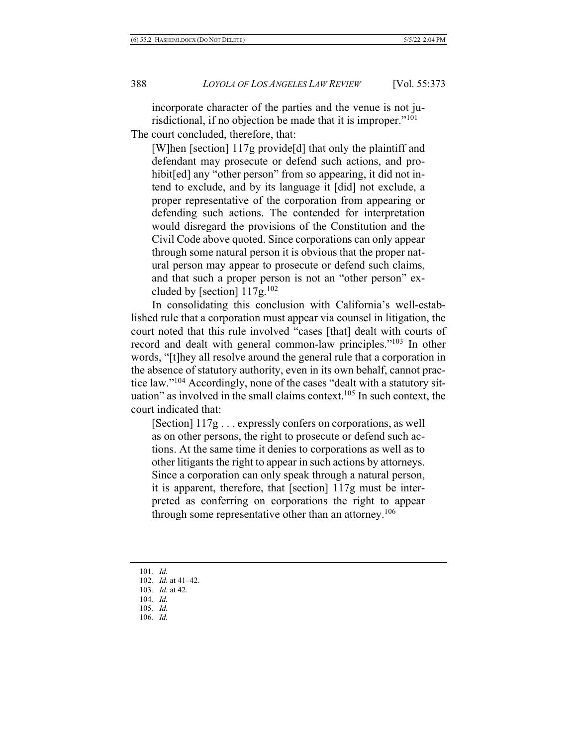> incorporate character of the parties and the venue is not jurisdictional, if no objection be made that it is improper."[101]

The court concluded, therefore, that:

> [W]hen [section] 117g provide[d] that only the plaintiff and defendant may prosecute or defend such actions, and prohibit[ed] any "other person" from so appearing, it did not intend to exclude, and by its language it [did] not exclude, a proper representative of the corporation from appearing or defending such actions. The contended for interpretation would disregard the provisions of the Constitution and the Civil Code above quoted. Since corporations can only appear through some natural person it is obvious that the proper natural person may appear to prosecute or defend such claims, and that such a proper person is not an "other person" excluded by [section] 117g.[102]

In consolidating this conclusion with California's well-established rule that a corporation must appear via counsel in litigation, the court noted that this rule involved "cases [that] dealt with courts of record and dealt with general common-law principles."[103] In other words, "[t]hey all resolve around the general rule that a corporation in the absence of statutory authority, even in its own behalf, cannot practice law."[104] Accordingly, none of the cases "dealt with a statutory situation" as involved in the small claims context.[105] In such context, the court indicated that:

> [Section] 117g . . . expressly confers on corporations, as well as on other persons, the right to prosecute or defend such actions. At the same time it denies to corporations as well as to other litigants the right to appear in such actions by attorneys. Since a corporation can only speak through a natural person, it is apparent, therefore, that [section] 117g must be interpreted as conferring on corporations the right to appear through some representative other than an attorney.[106]

---

101. *Id.*
102. *Id.* at 41–42.
103. *Id.* at 42.
104. *Id.*
105. *Id.*
106. *Id.*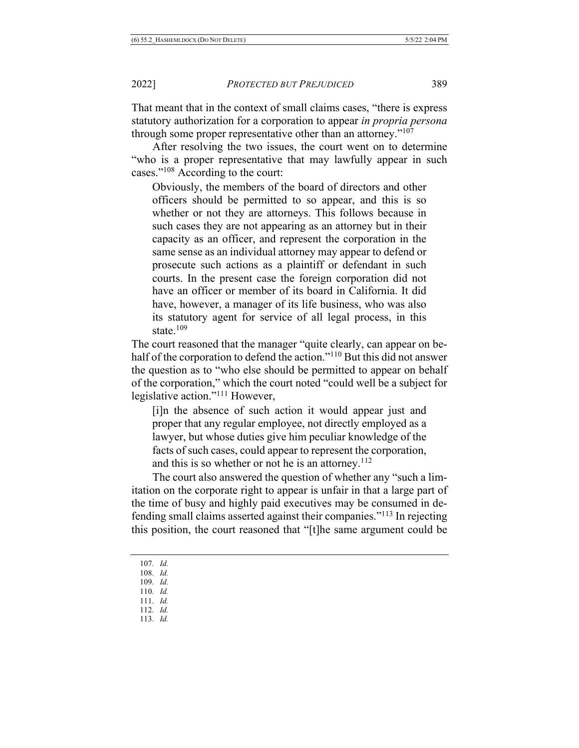That meant that in the context of small claims cases, "there is express statutory authorization for a corporation to appear *in propria persona* through some proper representative other than an attorney."[107]

After resolving the two issues, the court went on to determine "who is a proper representative that may lawfully appear in such cases."[108] According to the court:

> Obviously, the members of the board of directors and other officers should be permitted to so appear, and this is so whether or not they are attorneys. This follows because in such cases they are not appearing as an attorney but in their capacity as an officer, and represent the corporation in the same sense as an individual attorney may appear to defend or prosecute such actions as a plaintiff or defendant in such courts. In the present case the foreign corporation did not have an officer or member of its board in California. It did have, however, a manager of its life business, who was also its statutory agent for service of all legal process, in this state.[109]

The court reasoned that the manager "quite clearly, can appear on behalf of the corporation to defend the action."[110] But this did not answer the question as to "who else should be permitted to appear on behalf of the corporation," which the court noted "could well be a subject for legislative action."[111] However,

> [i]n the absence of such action it would appear just and proper that any regular employee, not directly employed as a lawyer, but whose duties give him peculiar knowledge of the facts of such cases, could appear to represent the corporation, and this is so whether or not he is an attorney.[112]

The court also answered the question of whether any "such a limitation on the corporate right to appear is unfair in that a large part of the time of busy and highly paid executives may be consumed in defending small claims asserted against their companies."[113] In rejecting this position, the court reasoned that "[t]he same argument could be

107. *Id.*
108. *Id.*
109. *Id.*
110. *Id.*
111. *Id.*
112. *Id.*
113. *Id.*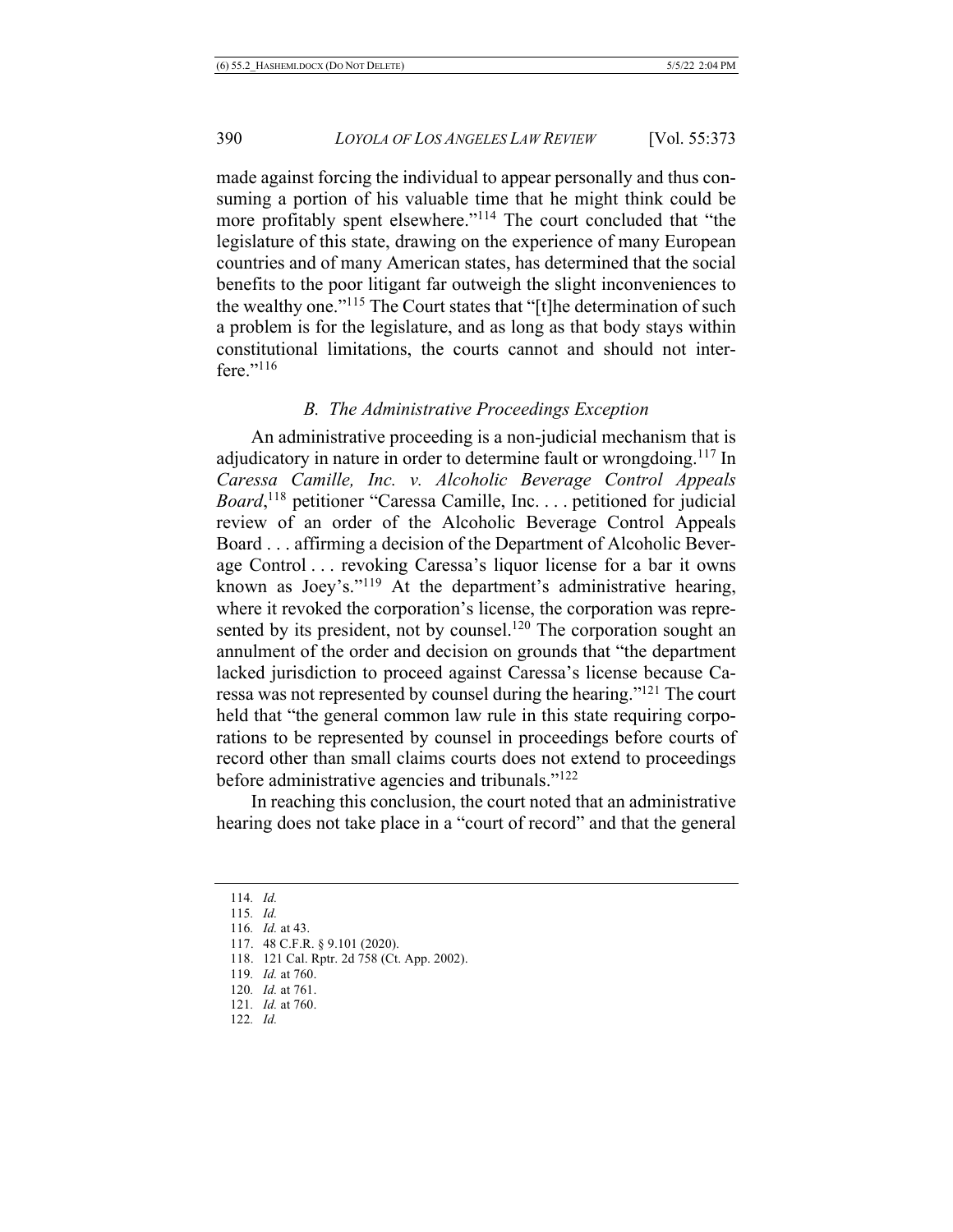made against forcing the individual to appear personally and thus consuming a portion of his valuable time that he might think could be more profitably spent elsewhere."[114] The court concluded that "the legislature of this state, drawing on the experience of many European countries and of many American states, has determined that the social benefits to the poor litigant far outweigh the slight inconveniences to the wealthy one."[115] The Court states that "[t]he determination of such a problem is for the legislature, and as long as that body stays within constitutional limitations, the courts cannot and should not interfere."[116]

### *B. The Administrative Proceedings Exception*

An administrative proceeding is a non-judicial mechanism that is adjudicatory in nature in order to determine fault or wrongdoing.[117] In *Caressa Camille, Inc. v. Alcoholic Beverage Control Appeals Board*,[118] petitioner "Caressa Camille, Inc. . . . petitioned for judicial review of an order of the Alcoholic Beverage Control Appeals Board . . . affirming a decision of the Department of Alcoholic Beverage Control . . . revoking Caressa's liquor license for a bar it owns known as Joey's."[119] At the department's administrative hearing, where it revoked the corporation's license, the corporation was represented by its president, not by counsel.[120] The corporation sought an annulment of the order and decision on grounds that "the department lacked jurisdiction to proceed against Caressa's license because Caressa was not represented by counsel during the hearing."[121] The court held that "the general common law rule in this state requiring corporations to be represented by counsel in proceedings before courts of record other than small claims courts does not extend to proceedings before administrative agencies and tribunals."[122]

In reaching this conclusion, the court noted that an administrative hearing does not take place in a "court of record" and that the general

---

114. *Id.*
115. *Id.*
116. *Id.* at 43.
117. 48 C.F.R. § 9.101 (2020).
118. 121 Cal. Rptr. 2d 758 (Ct. App. 2002).
119. *Id.* at 760.
120. *Id.* at 761.
121. *Id.* at 760.
122. *Id.*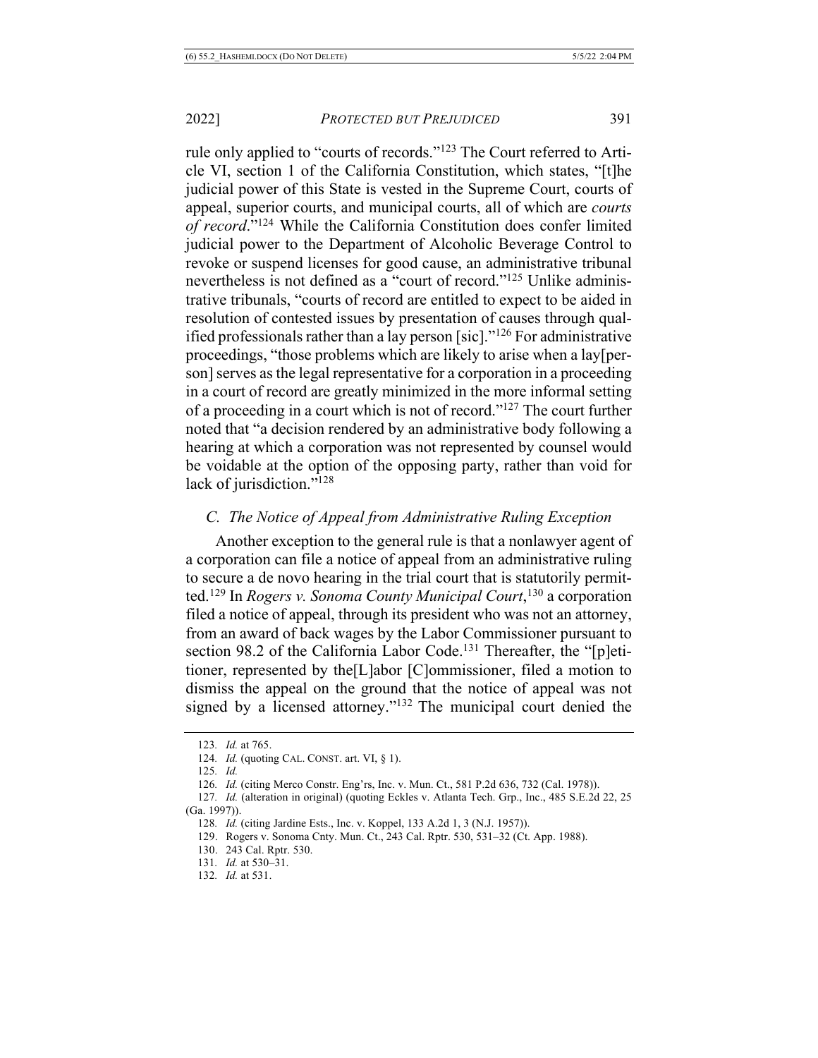rule only applied to "courts of records."[123] The Court referred to Article VI, section 1 of the California Constitution, which states, "[t]he judicial power of this State is vested in the Supreme Court, courts of appeal, superior courts, and municipal courts, all of which are *courts of record*."[124] While the California Constitution does confer limited judicial power to the Department of Alcoholic Beverage Control to revoke or suspend licenses for good cause, an administrative tribunal nevertheless is not defined as a "court of record."[125] Unlike administrative tribunals, "courts of record are entitled to expect to be aided in resolution of contested issues by presentation of causes through qualified professionals rather than a lay person [sic]."[126] For administrative proceedings, "those problems which are likely to arise when a lay[person] serves as the legal representative for a corporation in a proceeding in a court of record are greatly minimized in the more informal setting of a proceeding in a court which is not of record."[127] The court further noted that "a decision rendered by an administrative body following a hearing at which a corporation was not represented by counsel would be voidable at the option of the opposing party, rather than void for lack of jurisdiction."[128]

### *C. The Notice of Appeal from Administrative Ruling Exception*

Another exception to the general rule is that a nonlawyer agent of a corporation can file a notice of appeal from an administrative ruling to secure a de novo hearing in the trial court that is statutorily permitted.[129] In *Rogers v. Sonoma County Municipal Court*,[130] a corporation filed a notice of appeal, through its president who was not an attorney, from an award of back wages by the Labor Commissioner pursuant to section 98.2 of the California Labor Code.[131] Thereafter, the "[p]etitioner, represented by the[L]abor [C]ommissioner, filed a motion to dismiss the appeal on the ground that the notice of appeal was not signed by a licensed attorney."[132] The municipal court denied the

---

123. *Id.* at 765.

124. *Id.* (quoting CAL. CONST. art. VI, § 1).

125. *Id.*

126. *Id.* (citing Merco Constr. Eng'rs, Inc. v. Mun. Ct., 581 P.2d 636, 732 (Cal. 1978)).

127. *Id.* (alteration in original) (quoting Eckles v. Atlanta Tech. Grp., Inc., 485 S.E.2d 22, 25 (Ga. 1997)).

128. *Id.* (citing Jardine Ests., Inc. v. Koppel, 133 A.2d 1, 3 (N.J. 1957)).

129. Rogers v. Sonoma Cnty. Mun. Ct., 243 Cal. Rptr. 530, 531–32 (Ct. App. 1988).

130. 243 Cal. Rptr. 530.

131. *Id.* at 530–31.

132. *Id.* at 531.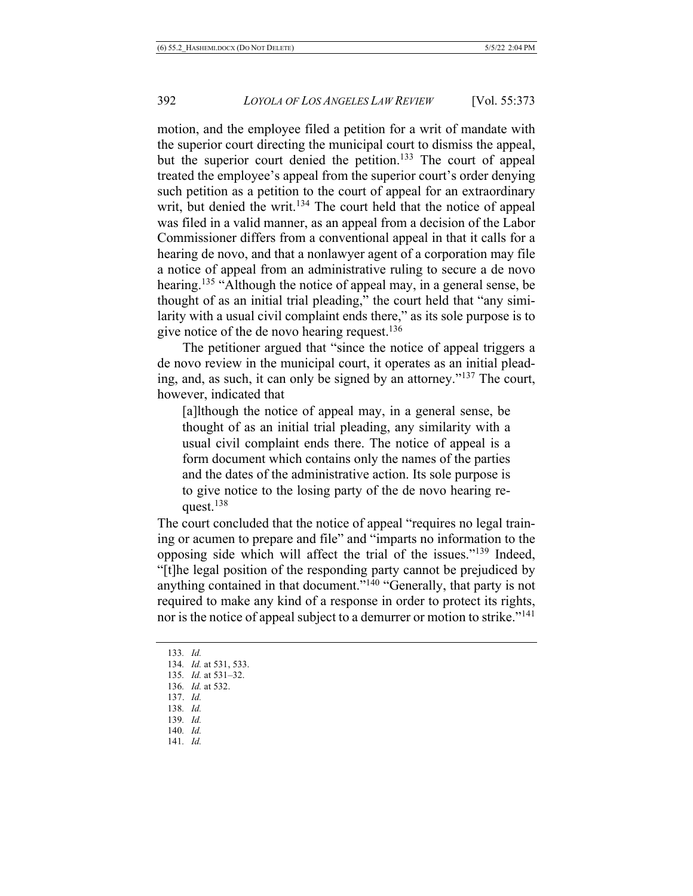motion, and the employee filed a petition for a writ of mandate with the superior court directing the municipal court to dismiss the appeal, but the superior court denied the petition.[133] The court of appeal treated the employee's appeal from the superior court's order denying such petition as a petition to the court of appeal for an extraordinary writ, but denied the writ.[134] The court held that the notice of appeal was filed in a valid manner, as an appeal from a decision of the Labor Commissioner differs from a conventional appeal in that it calls for a hearing de novo, and that a nonlawyer agent of a corporation may file a notice of appeal from an administrative ruling to secure a de novo hearing.[135] "Although the notice of appeal may, in a general sense, be thought of as an initial trial pleading," the court held that "any similarity with a usual civil complaint ends there," as its sole purpose is to give notice of the de novo hearing request.[136]

The petitioner argued that "since the notice of appeal triggers a de novo review in the municipal court, it operates as an initial pleading, and, as such, it can only be signed by an attorney."[137] The court, however, indicated that

> [a]lthough the notice of appeal may, in a general sense, be thought of as an initial trial pleading, any similarity with a usual civil complaint ends there. The notice of appeal is a form document which contains only the names of the parties and the dates of the administrative action. Its sole purpose is to give notice to the losing party of the de novo hearing request.[138]

The court concluded that the notice of appeal "requires no legal training or acumen to prepare and file" and "imparts no information to the opposing side which will affect the trial of the issues."[139] Indeed, "[t]he legal position of the responding party cannot be prejudiced by anything contained in that document."[140] "Generally, that party is not required to make any kind of a response in order to protect its rights, nor is the notice of appeal subject to a demurrer or motion to strike."[141]

---

133. *Id.*
134. *Id.* at 531, 533.
135. *Id.* at 531–32.
136. *Id.* at 532.
137. *Id.*
138. *Id.*
139. *Id.*
140. *Id.*
141. *Id.*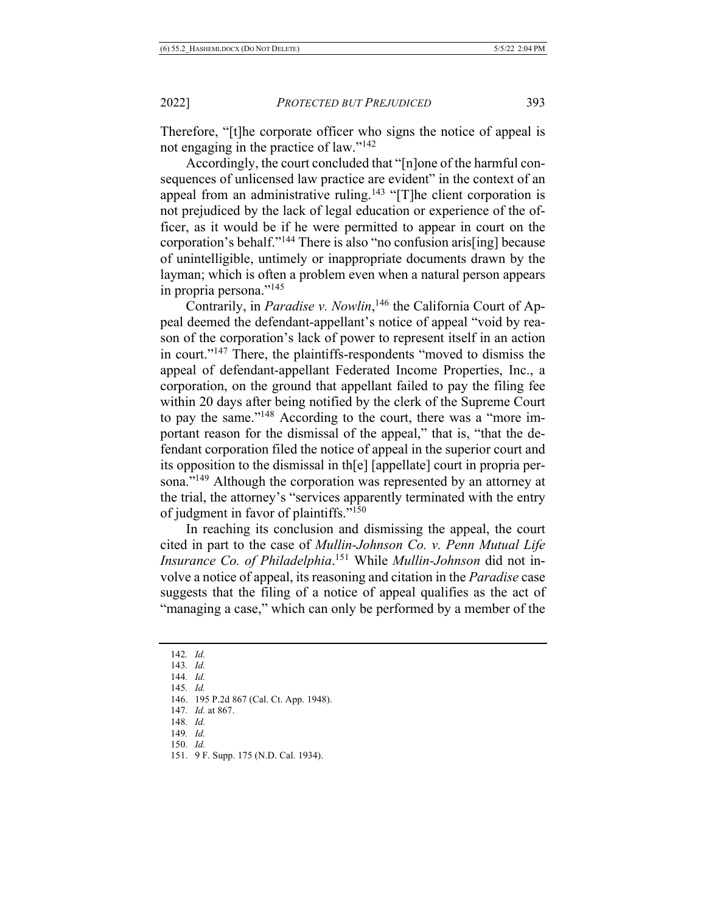Therefore, "[t]he corporate officer who signs the notice of appeal is not engaging in the practice of law."[142]

Accordingly, the court concluded that "[n]one of the harmful consequences of unlicensed law practice are evident" in the context of an appeal from an administrative ruling.[143] "[T]he client corporation is not prejudiced by the lack of legal education or experience of the officer, as it would be if he were permitted to appear in court on the corporation's behalf."[144] There is also "no confusion aris[ing] because of unintelligible, untimely or inappropriate documents drawn by the layman; which is often a problem even when a natural person appears in propria persona."[145]

Contrarily, in *Paradise v. Nowlin*,[146] the California Court of Appeal deemed the defendant-appellant's notice of appeal "void by reason of the corporation's lack of power to represent itself in an action in court."[147] There, the plaintiffs-respondents "moved to dismiss the appeal of defendant-appellant Federated Income Properties, Inc., a corporation, on the ground that appellant failed to pay the filing fee within 20 days after being notified by the clerk of the Supreme Court to pay the same."[148] According to the court, there was a "more important reason for the dismissal of the appeal," that is, "that the defendant corporation filed the notice of appeal in the superior court and its opposition to the dismissal in th[e] [appellate] court in propria persona."[149] Although the corporation was represented by an attorney at the trial, the attorney's "services apparently terminated with the entry of judgment in favor of plaintiffs."[150]

In reaching its conclusion and dismissing the appeal, the court cited in part to the case of *Mullin-Johnson Co. v. Penn Mutual Life Insurance Co. of Philadelphia*.[151] While *Mullin-Johnson* did not involve a notice of appeal, its reasoning and citation in the *Paradise* case suggests that the filing of a notice of appeal qualifies as the act of "managing a case," which can only be performed by a member of the

142. *Id.*
143. *Id.*
144. *Id.*
145. *Id.*
146. 195 P.2d 867 (Cal. Ct. App. 1948).
147. *Id.* at 867.
148. *Id.*
149. *Id.*
150. *Id.*
151. 9 F. Supp. 175 (N.D. Cal. 1934).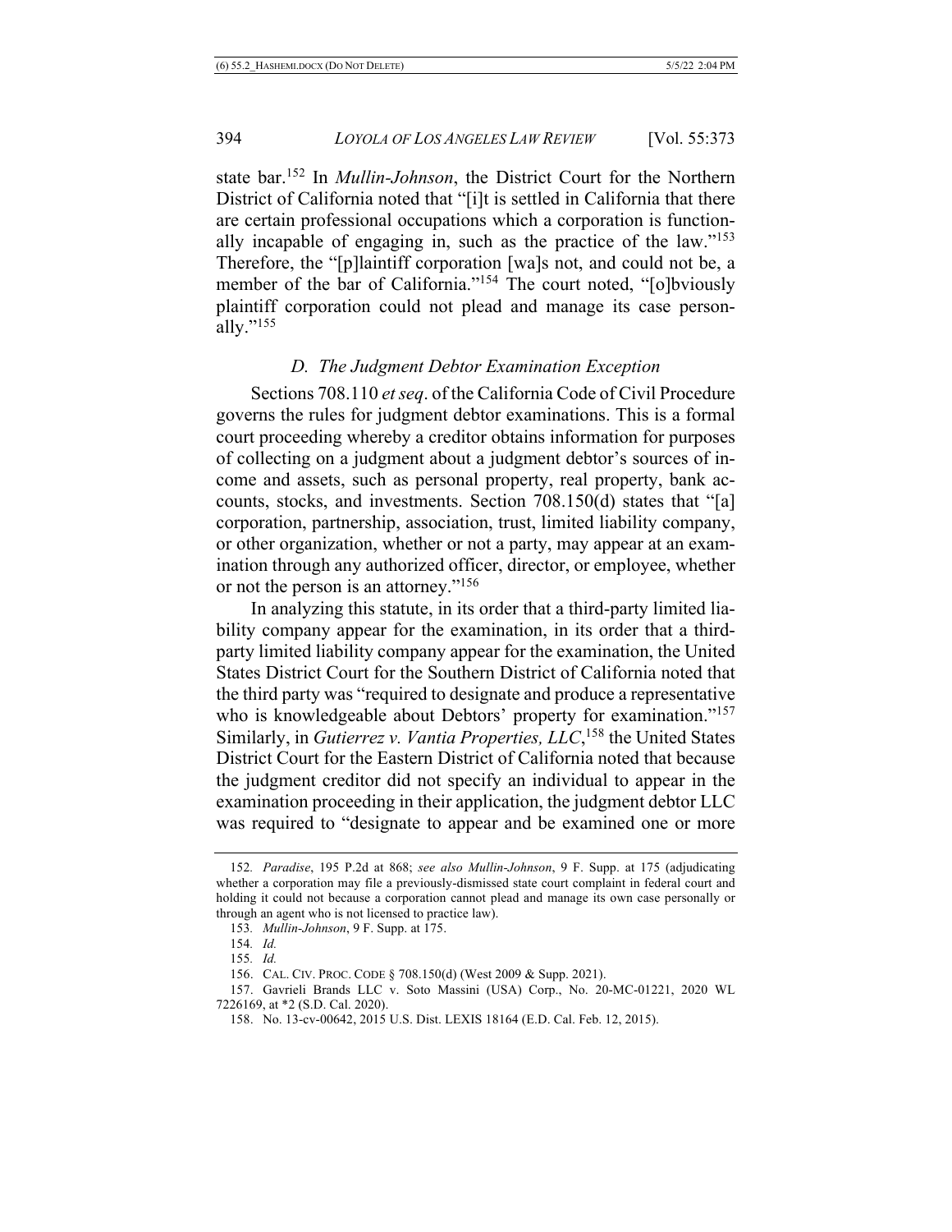state bar.[152] In *Mullin-Johnson*, the District Court for the Northern District of California noted that "[i]t is settled in California that there are certain professional occupations which a corporation is functionally incapable of engaging in, such as the practice of the law."[153] Therefore, the "[p]laintiff corporation [wa]s not, and could not be, a member of the bar of California."[154] The court noted, "[o]bviously plaintiff corporation could not plead and manage its case personally."[155]

### *D. The Judgment Debtor Examination Exception*

Sections 708.110 *et seq*. of the California Code of Civil Procedure governs the rules for judgment debtor examinations. This is a formal court proceeding whereby a creditor obtains information for purposes of collecting on a judgment about a judgment debtor's sources of income and assets, such as personal property, real property, bank accounts, stocks, and investments. Section 708.150(d) states that "[a] corporation, partnership, association, trust, limited liability company, or other organization, whether or not a party, may appear at an examination through any authorized officer, director, or employee, whether or not the person is an attorney."[156]

In analyzing this statute, in its order that a third-party limited liability company appear for the examination, in its order that a third-party limited liability company appear for the examination, the United States District Court for the Southern District of California noted that the third party was "required to designate and produce a representative who is knowledgeable about Debtors' property for examination."[157] Similarly, in *Gutierrez v. Vantia Properties, LLC*,[158] the United States District Court for the Eastern District of California noted that because the judgment creditor did not specify an individual to appear in the examination proceeding in their application, the judgment debtor LLC was required to "designate to appear and be examined one or more

---

152. *Paradise*, 195 P.2d at 868; *see also Mullin-Johnson*, 9 F. Supp. at 175 (adjudicating whether a corporation may file a previously-dismissed state court complaint in federal court and holding it could not because a corporation cannot plead and manage its own case personally or through an agent who is not licensed to practice law).

153. *Mullin-Johnson*, 9 F. Supp. at 175.

154. *Id.*

155. *Id.*

156. CAL. CIV. PROC. CODE § 708.150(d) (West 2009 & Supp. 2021).

157. Gavrieli Brands LLC v. Soto Massini (USA) Corp., No. 20-MC-01221, 2020 WL 7226169, at *2 (S.D. Cal. 2020).

158. No. 13-cv-00642, 2015 U.S. Dist. LEXIS 18164 (E.D. Cal. Feb. 12, 2015).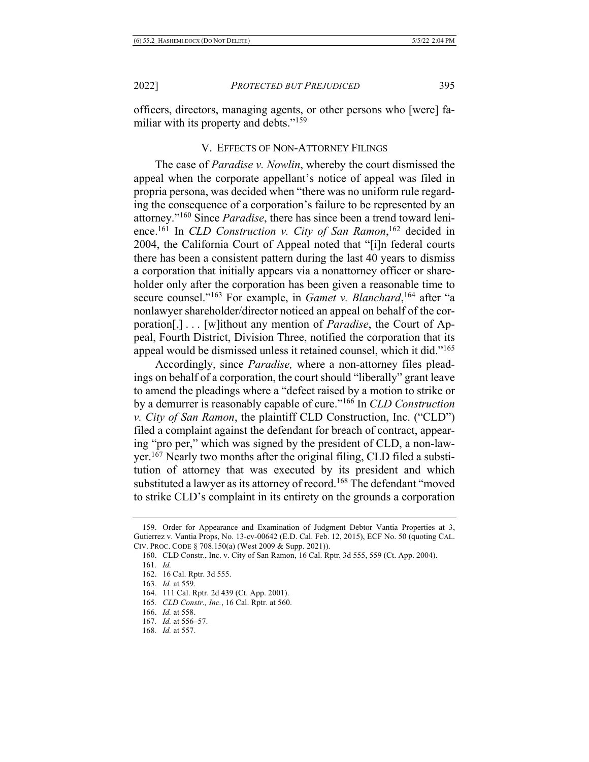officers, directors, managing agents, or other persons who [were] familiar with its property and debts."[159]

## V. EFFECTS OF NON-ATTORNEY FILINGS

The case of *Paradise v. Nowlin*, whereby the court dismissed the appeal when the corporate appellant's notice of appeal was filed in propria persona, was decided when "there was no uniform rule regarding the consequence of a corporation's failure to be represented by an attorney."[160] Since *Paradise*, there has since been a trend toward lenience.[161] In *CLD Construction v. City of San Ramon*,[162] decided in 2004, the California Court of Appeal noted that "[i]n federal courts there has been a consistent pattern during the last 40 years to dismiss a corporation that initially appears via a nonattorney officer or shareholder only after the corporation has been given a reasonable time to secure counsel."[163] For example, in *Gamet v. Blanchard*,[164] after "a nonlawyer shareholder/director noticed an appeal on behalf of the corporation[,] . . . [w]ithout any mention of *Paradise*, the Court of Appeal, Fourth District, Division Three, notified the corporation that its appeal would be dismissed unless it retained counsel, which it did."[165]

Accordingly, since *Paradise,* where a non-attorney files pleadings on behalf of a corporation, the court should "liberally" grant leave to amend the pleadings where a "defect raised by a motion to strike or by a demurrer is reasonably capable of cure."[166] In *CLD Construction v. City of San Ramon*, the plaintiff CLD Construction, Inc. ("CLD") filed a complaint against the defendant for breach of contract, appearing "pro per," which was signed by the president of CLD, a non-lawyer.[167] Nearly two months after the original filing, CLD filed a substitution of attorney that was executed by its president and which substituted a lawyer as its attorney of record.[168] The defendant "moved to strike CLD's complaint in its entirety on the grounds a corporation

---

159. Order for Appearance and Examination of Judgment Debtor Vantia Properties at 3, Gutierrez v. Vantia Props, No. 13-cv-00642 (E.D. Cal. Feb. 12, 2015), ECF No. 50 (quoting CAL. CIV. PROC. CODE § 708.150(a) (West 2009 & Supp. 2021)).

160. CLD Constr., Inc. v. City of San Ramon, 16 Cal. Rptr. 3d 555, 559 (Ct. App. 2004).

161. *Id.*

162. 16 Cal. Rptr. 3d 555.

163. *Id.* at 559.

164. 111 Cal. Rptr. 2d 439 (Ct. App. 2001).

165. *CLD Constr., Inc.*, 16 Cal. Rptr. at 560.

166. *Id.* at 558.

167. *Id.* at 556–57.

168. *Id.* at 557.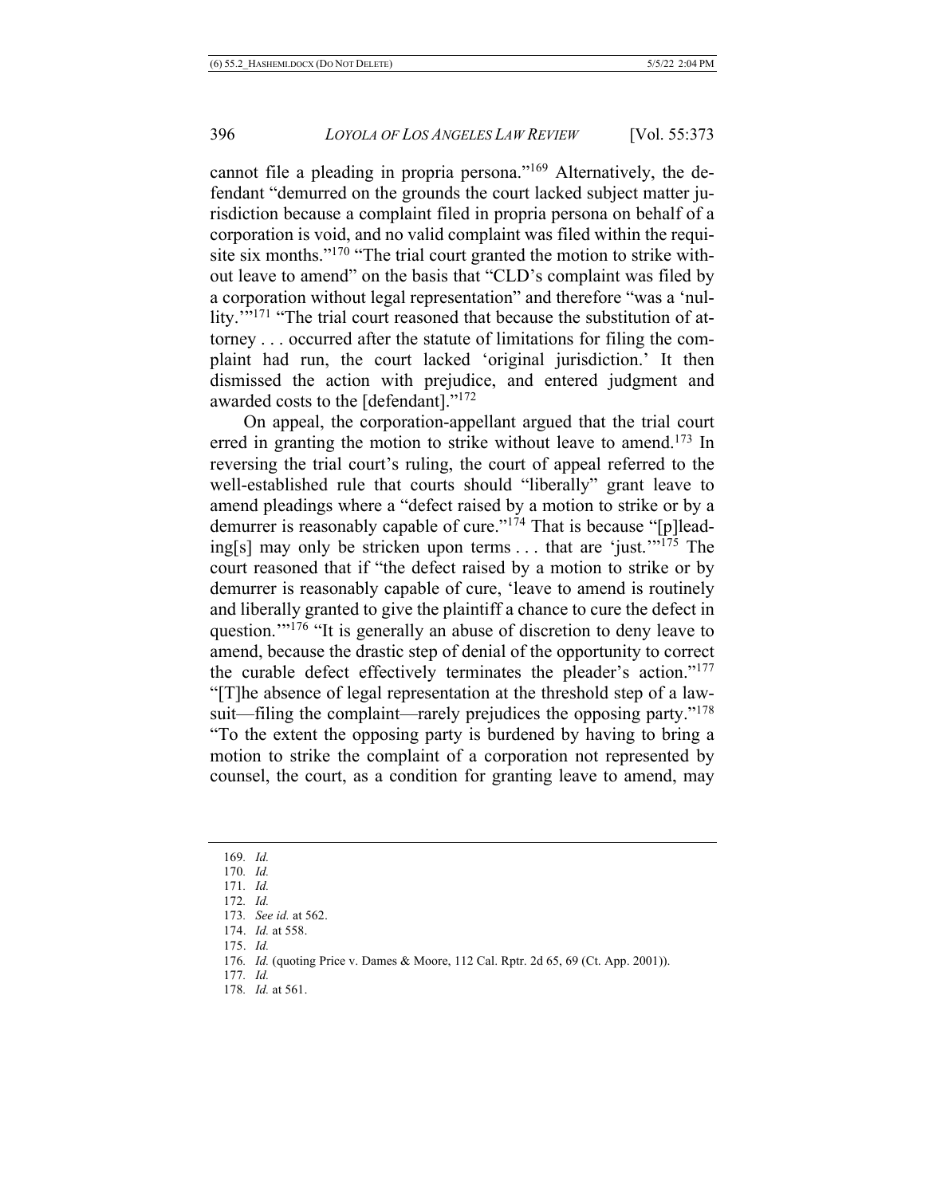cannot file a pleading in propria persona."[169] Alternatively, the defendant "demurred on the grounds the court lacked subject matter jurisdiction because a complaint filed in propria persona on behalf of a corporation is void, and no valid complaint was filed within the requisite six months."[170] "The trial court granted the motion to strike without leave to amend" on the basis that "CLD's complaint was filed by a corporation without legal representation" and therefore "was a 'nullity.'"[171] "The trial court reasoned that because the substitution of attorney . . . occurred after the statute of limitations for filing the complaint had run, the court lacked 'original jurisdiction.' It then dismissed the action with prejudice, and entered judgment and awarded costs to the [defendant]."[172]

On appeal, the corporation-appellant argued that the trial court erred in granting the motion to strike without leave to amend.[173] In reversing the trial court's ruling, the court of appeal referred to the well-established rule that courts should "liberally" grant leave to amend pleadings where a "defect raised by a motion to strike or by a demurrer is reasonably capable of cure."[174] That is because "[p]leading[s] may only be stricken upon terms . . . that are 'just.'"[175] The court reasoned that if "the defect raised by a motion to strike or by demurrer is reasonably capable of cure, 'leave to amend is routinely and liberally granted to give the plaintiff a chance to cure the defect in question.'"[176] "It is generally an abuse of discretion to deny leave to amend, because the drastic step of denial of the opportunity to correct the curable defect effectively terminates the pleader's action."[177] "[T]he absence of legal representation at the threshold step of a lawsuit—filing the complaint—rarely prejudices the opposing party."[178] "To the extent the opposing party is burdened by having to bring a motion to strike the complaint of a corporation not represented by counsel, the court, as a condition for granting leave to amend, may

---

169. *Id.*
170. *Id.*
171. *Id.*
172. *Id.*
173. *See id.* at 562.
174. *Id.* at 558.
175. *Id.*
176. *Id.* (quoting Price v. Dames & Moore, 112 Cal. Rptr. 2d 65, 69 (Ct. App. 2001)).
177. *Id.*
178. *Id.* at 561.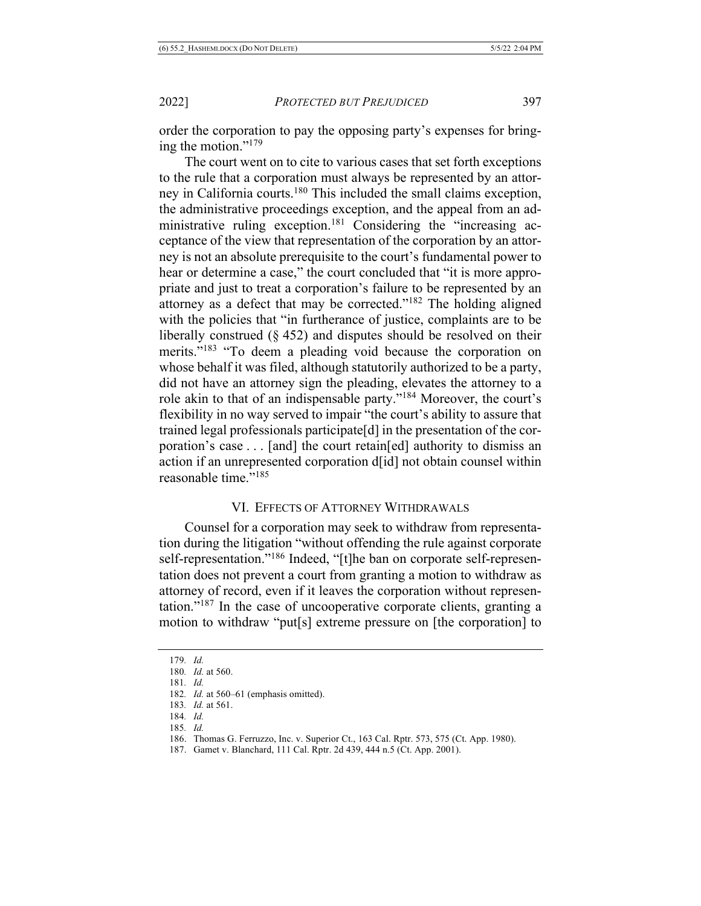order the corporation to pay the opposing party's expenses for bringing the motion."[179]

The court went on to cite to various cases that set forth exceptions to the rule that a corporation must always be represented by an attorney in California courts.[180] This included the small claims exception, the administrative proceedings exception, and the appeal from an administrative ruling exception.[181] Considering the "increasing acceptance of the view that representation of the corporation by an attorney is not an absolute prerequisite to the court's fundamental power to hear or determine a case," the court concluded that "it is more appropriate and just to treat a corporation's failure to be represented by an attorney as a defect that may be corrected."[182] The holding aligned with the policies that "in furtherance of justice, complaints are to be liberally construed (§ 452) and disputes should be resolved on their merits."[183] "To deem a pleading void because the corporation on whose behalf it was filed, although statutorily authorized to be a party, did not have an attorney sign the pleading, elevates the attorney to a role akin to that of an indispensable party."[184] Moreover, the court's flexibility in no way served to impair "the court's ability to assure that trained legal professionals participate[d] in the presentation of the corporation's case . . . [and] the court retain[ed] authority to dismiss an action if an unrepresented corporation d[id] not obtain counsel within reasonable time."[185]

## VI. Effects of Attorney Withdrawals

Counsel for a corporation may seek to withdraw from representation during the litigation "without offending the rule against corporate self-representation."[186] Indeed, "[t]he ban on corporate self-representation does not prevent a court from granting a motion to withdraw as attorney of record, even if it leaves the corporation without representation."[187] In the case of uncooperative corporate clients, granting a motion to withdraw "put[s] extreme pressure on [the corporation] to

---

179. *Id.*
180. *Id.* at 560.
181. *Id.*
182. *Id.* at 560–61 (emphasis omitted).
183. *Id.* at 561.
184. *Id.*
185. *Id.*
186. Thomas G. Ferruzzo, Inc. v. Superior Ct., 163 Cal. Rptr. 573, 575 (Ct. App. 1980).
187. Gamet v. Blanchard, 111 Cal. Rptr. 2d 439, 444 n.5 (Ct. App. 2001).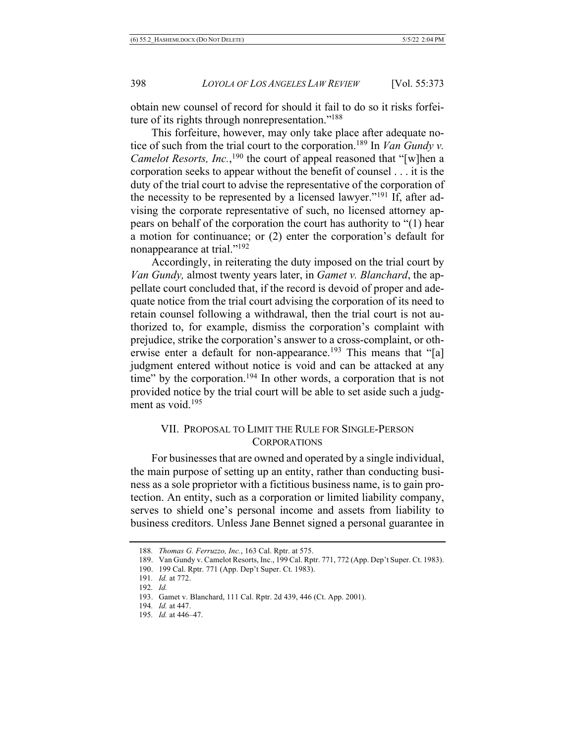obtain new counsel of record for should it fail to do so it risks forfeiture of its rights through nonrepresentation."[188]

This forfeiture, however, may only take place after adequate notice of such from the trial court to the corporation.[189] In *Van Gundy v. Camelot Resorts, Inc.*,[190] the court of appeal reasoned that "[w]hen a corporation seeks to appear without the benefit of counsel . . . it is the duty of the trial court to advise the representative of the corporation of the necessity to be represented by a licensed lawyer."[191] If, after advising the corporate representative of such, no licensed attorney appears on behalf of the corporation the court has authority to "(1) hear a motion for continuance; or (2) enter the corporation's default for nonappearance at trial."[192]

Accordingly, in reiterating the duty imposed on the trial court by *Van Gundy,* almost twenty years later, in *Gamet v. Blanchard*, the appellate court concluded that, if the record is devoid of proper and adequate notice from the trial court advising the corporation of its need to retain counsel following a withdrawal, then the trial court is not authorized to, for example, dismiss the corporation's complaint with prejudice, strike the corporation's answer to a cross-complaint, or otherwise enter a default for non-appearance.[193] This means that "[a] judgment entered without notice is void and can be attacked at any time" by the corporation.[194] In other words, a corporation that is not provided notice by the trial court will be able to set aside such a judgment as void.[195]

## VII. PROPOSAL TO LIMIT THE RULE FOR SINGLE-PERSON CORPORATIONS

For businesses that are owned and operated by a single individual, the main purpose of setting up an entity, rather than conducting business as a sole proprietor with a fictitious business name, is to gain protection. An entity, such as a corporation or limited liability company, serves to shield one's personal income and assets from liability to business creditors. Unless Jane Bennet signed a personal guarantee in

188. *Thomas G. Ferruzzo, Inc.*, 163 Cal. Rptr. at 575.

189. Van Gundy v. Camelot Resorts, Inc., 199 Cal. Rptr. 771, 772 (App. Dep't Super. Ct. 1983).

190. 199 Cal. Rptr. 771 (App. Dep't Super. Ct. 1983).

191. *Id.* at 772.

192. *Id.*

193. Gamet v. Blanchard, 111 Cal. Rptr. 2d 439, 446 (Ct. App. 2001).

194. *Id.* at 447.

195. *Id.* at 446–47.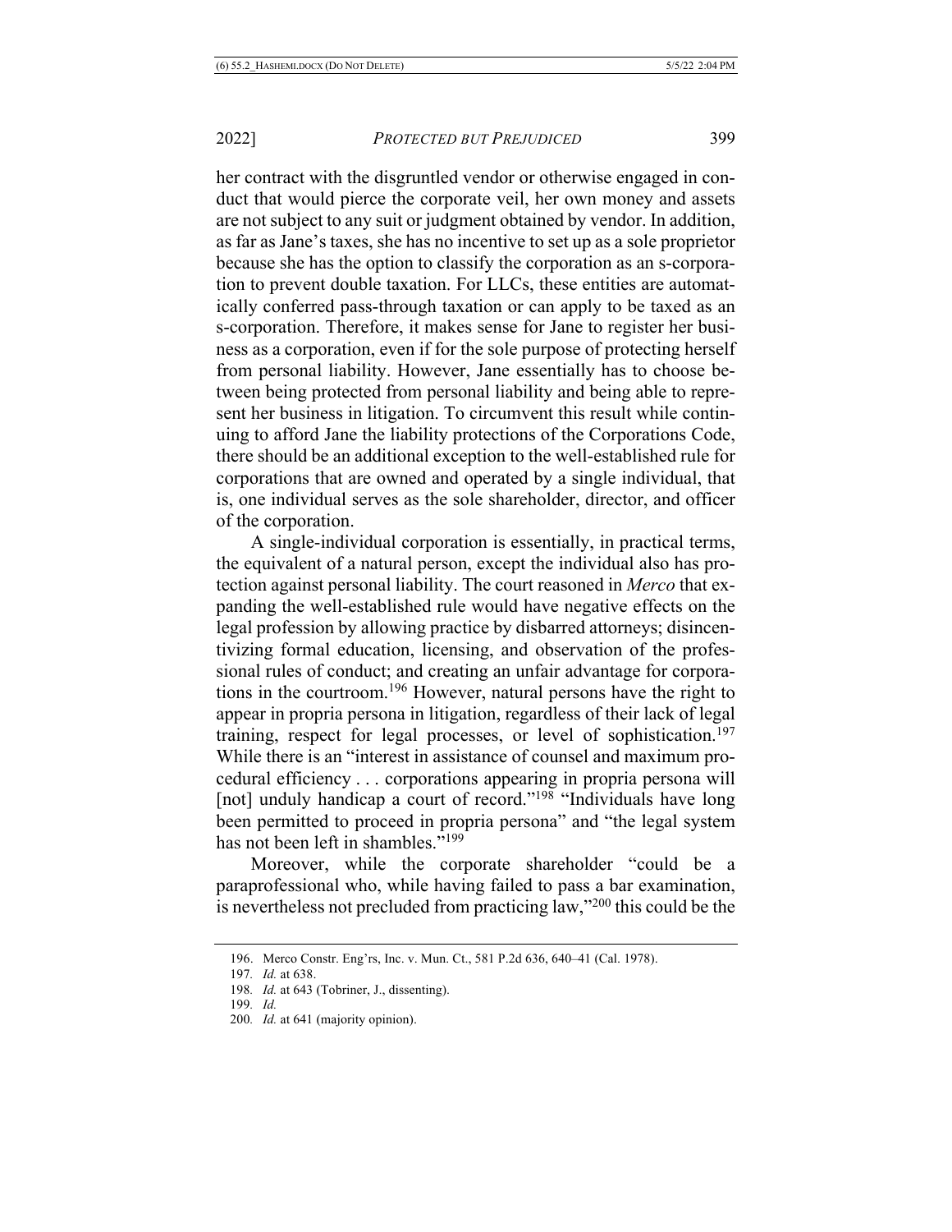her contract with the disgruntled vendor or otherwise engaged in conduct that would pierce the corporate veil, her own money and assets are not subject to any suit or judgment obtained by vendor. In addition, as far as Jane's taxes, she has no incentive to set up as a sole proprietor because she has the option to classify the corporation as an s-corporation to prevent double taxation. For LLCs, these entities are automatically conferred pass-through taxation or can apply to be taxed as an s-corporation. Therefore, it makes sense for Jane to register her business as a corporation, even if for the sole purpose of protecting herself from personal liability. However, Jane essentially has to choose between being protected from personal liability and being able to represent her business in litigation. To circumvent this result while continuing to afford Jane the liability protections of the Corporations Code, there should be an additional exception to the well-established rule for corporations that are owned and operated by a single individual, that is, one individual serves as the sole shareholder, director, and officer of the corporation.

A single-individual corporation is essentially, in practical terms, the equivalent of a natural person, except the individual also has protection against personal liability. The court reasoned in *Merco* that expanding the well-established rule would have negative effects on the legal profession by allowing practice by disbarred attorneys; disincentivizing formal education, licensing, and observation of the professional rules of conduct; and creating an unfair advantage for corporations in the courtroom.[196] However, natural persons have the right to appear in propria persona in litigation, regardless of their lack of legal training, respect for legal processes, or level of sophistication.[197] While there is an "interest in assistance of counsel and maximum procedural efficiency . . . corporations appearing in propria persona will [not] unduly handicap a court of record."[198] "Individuals have long been permitted to proceed in propria persona" and "the legal system has not been left in shambles."[199]

Moreover, while the corporate shareholder "could be a paraprofessional who, while having failed to pass a bar examination, is nevertheless not precluded from practicing law,"[200] this could be the

---

196. Merco Constr. Eng'rs, Inc. v. Mun. Ct., 581 P.2d 636, 640–41 (Cal. 1978).

197. *Id.* at 638.

198. *Id.* at 643 (Tobriner, J., dissenting).

199. *Id.*

200. *Id.* at 641 (majority opinion).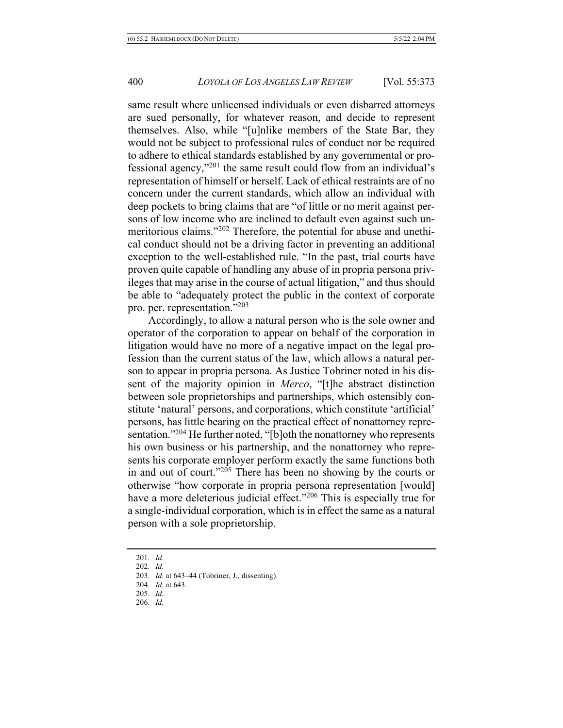same result where unlicensed individuals or even disbarred attorneys are sued personally, for whatever reason, and decide to represent themselves. Also, while "[u]nlike members of the State Bar, they would not be subject to professional rules of conduct nor be required to adhere to ethical standards established by any governmental or professional agency,"[201] the same result could flow from an individual's representation of himself or herself. Lack of ethical restraints are of no concern under the current standards, which allow an individual with deep pockets to bring claims that are "of little or no merit against persons of low income who are inclined to default even against such unmeritorious claims."[202] Therefore, the potential for abuse and unethical conduct should not be a driving factor in preventing an additional exception to the well-established rule. "In the past, trial courts have proven quite capable of handling any abuse of in propria persona privileges that may arise in the course of actual litigation," and thus should be able to "adequately protect the public in the context of corporate pro. per. representation."[203]

Accordingly, to allow a natural person who is the sole owner and operator of the corporation to appear on behalf of the corporation in litigation would have no more of a negative impact on the legal profession than the current status of the law, which allows a natural person to appear in propria persona. As Justice Tobriner noted in his dissent of the majority opinion in *Merco*, "[t]he abstract distinction between sole proprietorships and partnerships, which ostensibly constitute 'natural' persons, and corporations, which constitute 'artificial' persons, has little bearing on the practical effect of nonattorney representation."[204] He further noted, "[b]oth the nonattorney who represents his own business or his partnership, and the nonattorney who represents his corporate employer perform exactly the same functions both in and out of court."[205] There has been no showing by the courts or otherwise "how corporate in propria persona representation [would] have a more deleterious judicial effect."[206] This is especially true for a single-individual corporation, which is in effect the same as a natural person with a sole proprietorship.

---

201. *Id.*
202. *Id.*
203. *Id.* at 643–44 (Tobriner, J., dissenting).
204. *Id.* at 643.
205. *Id.*
206. *Id.*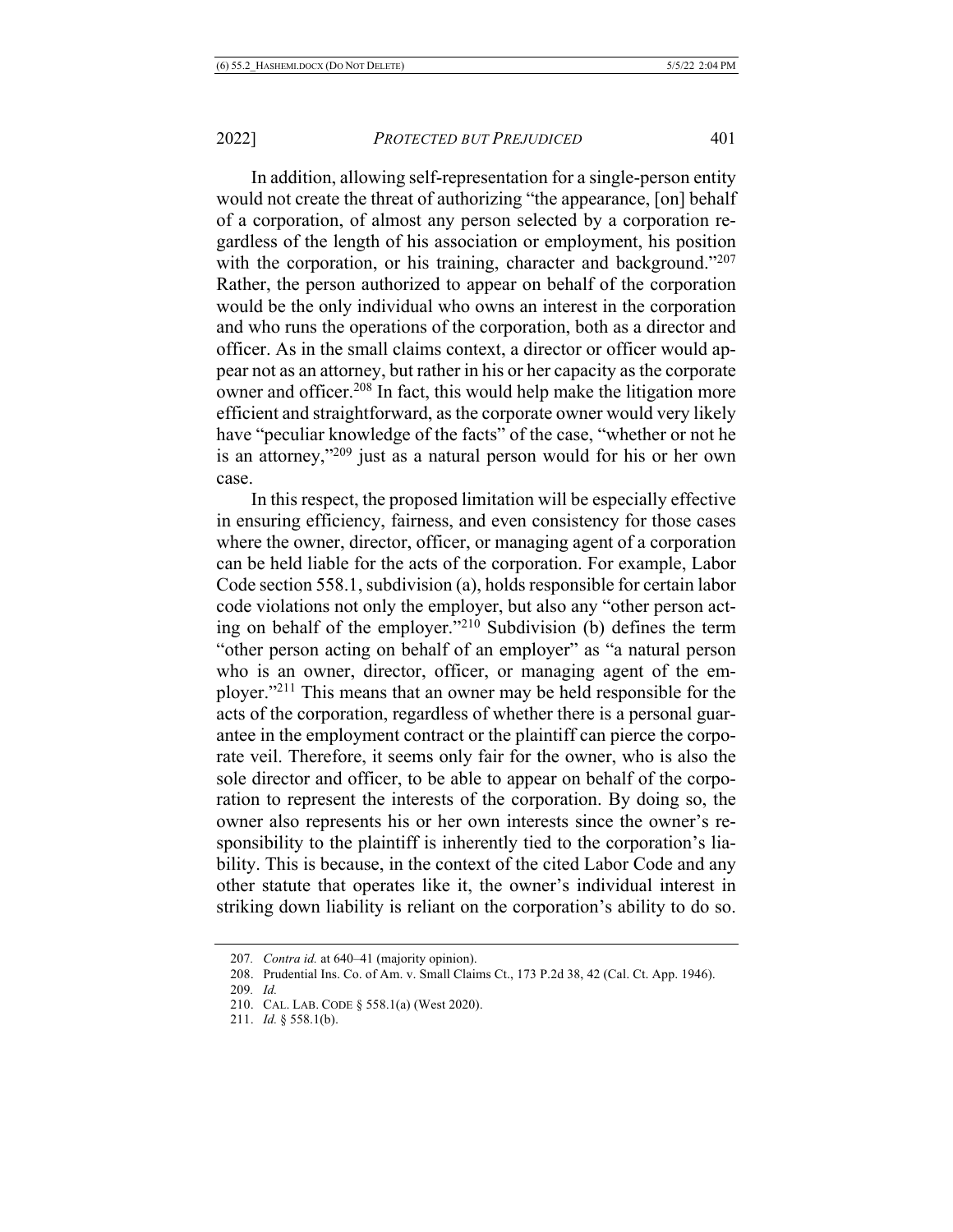In addition, allowing self-representation for a single-person entity would not create the threat of authorizing "the appearance, [on] behalf of a corporation, of almost any person selected by a corporation regardless of the length of his association or employment, his position with the corporation, or his training, character and background."[207] Rather, the person authorized to appear on behalf of the corporation would be the only individual who owns an interest in the corporation and who runs the operations of the corporation, both as a director and officer. As in the small claims context, a director or officer would appear not as an attorney, but rather in his or her capacity as the corporate owner and officer.[208] In fact, this would help make the litigation more efficient and straightforward, as the corporate owner would very likely have "peculiar knowledge of the facts" of the case, "whether or not he is an attorney,"[209] just as a natural person would for his or her own case.

In this respect, the proposed limitation will be especially effective in ensuring efficiency, fairness, and even consistency for those cases where the owner, director, officer, or managing agent of a corporation can be held liable for the acts of the corporation. For example, Labor Code section 558.1, subdivision (a), holds responsible for certain labor code violations not only the employer, but also any "other person acting on behalf of the employer."[210] Subdivision (b) defines the term "other person acting on behalf of an employer" as "a natural person who is an owner, director, officer, or managing agent of the employer."[211] This means that an owner may be held responsible for the acts of the corporation, regardless of whether there is a personal guarantee in the employment contract or the plaintiff can pierce the corporate veil. Therefore, it seems only fair for the owner, who is also the sole director and officer, to be able to appear on behalf of the corporation to represent the interests of the corporation. By doing so, the owner also represents his or her own interests since the owner's responsibility to the plaintiff is inherently tied to the corporation's liability. This is because, in the context of the cited Labor Code and any other statute that operates like it, the owner's individual interest in striking down liability is reliant on the corporation's ability to do so.

---

207. *Contra id.* at 640–41 (majority opinion).

208. Prudential Ins. Co. of Am. v. Small Claims Ct., 173 P.2d 38, 42 (Cal. Ct. App. 1946).

209. *Id.*

210. CAL. LAB. CODE § 558.1(a) (West 2020).

211. *Id.* § 558.1(b).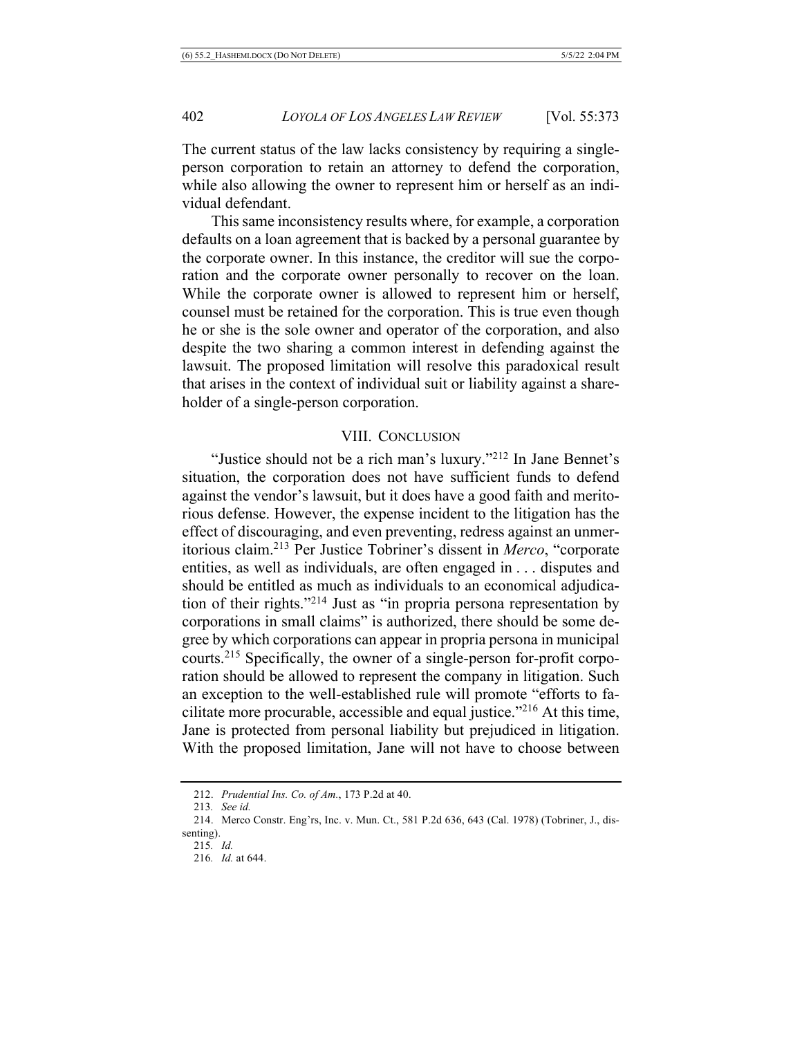The current status of the law lacks consistency by requiring a single-person corporation to retain an attorney to defend the corporation, while also allowing the owner to represent him or herself as an individual defendant.

This same inconsistency results where, for example, a corporation defaults on a loan agreement that is backed by a personal guarantee by the corporate owner. In this instance, the creditor will sue the corporation and the corporate owner personally to recover on the loan. While the corporate owner is allowed to represent him or herself, counsel must be retained for the corporation. This is true even though he or she is the sole owner and operator of the corporation, and also despite the two sharing a common interest in defending against the lawsuit. The proposed limitation will resolve this paradoxical result that arises in the context of individual suit or liability against a shareholder of a single-person corporation.

## VIII. Conclusion

"Justice should not be a rich man's luxury."[212] In Jane Bennet's situation, the corporation does not have sufficient funds to defend against the vendor's lawsuit, but it does have a good faith and meritorious defense. However, the expense incident to the litigation has the effect of discouraging, and even preventing, redress against an unmeritorious claim.[213] Per Justice Tobriner's dissent in *Merco*, "corporate entities, as well as individuals, are often engaged in . . . disputes and should be entitled as much as individuals to an economical adjudication of their rights."[214] Just as "in propria persona representation by corporations in small claims" is authorized, there should be some degree by which corporations can appear in propria persona in municipal courts.[215] Specifically, the owner of a single-person for-profit corporation should be allowed to represent the company in litigation. Such an exception to the well-established rule will promote "efforts to facilitate more procurable, accessible and equal justice."[216] At this time, Jane is protected from personal liability but prejudiced in litigation. With the proposed limitation, Jane will not have to choose between

---

212. *Prudential Ins. Co. of Am.*, 173 P.2d at 40.

213. *See id.*

214. Merco Constr. Eng'rs, Inc. v. Mun. Ct., 581 P.2d 636, 643 (Cal. 1978) (Tobriner, J., dissenting).

215. *Id.*

216. *Id.* at 644.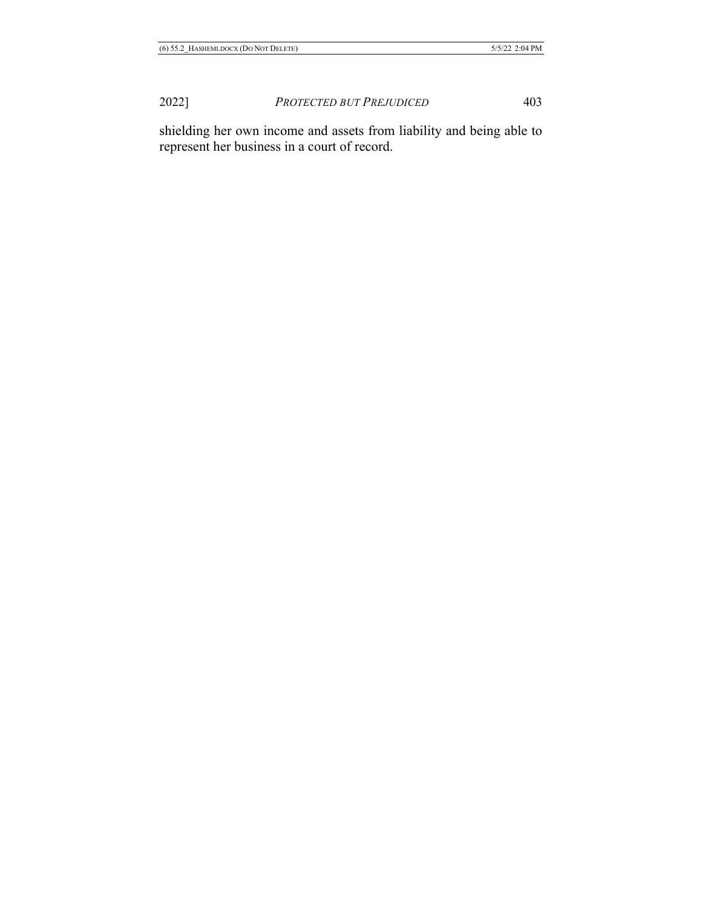shielding her own income and assets from liability and being able to represent her business in a court of record.